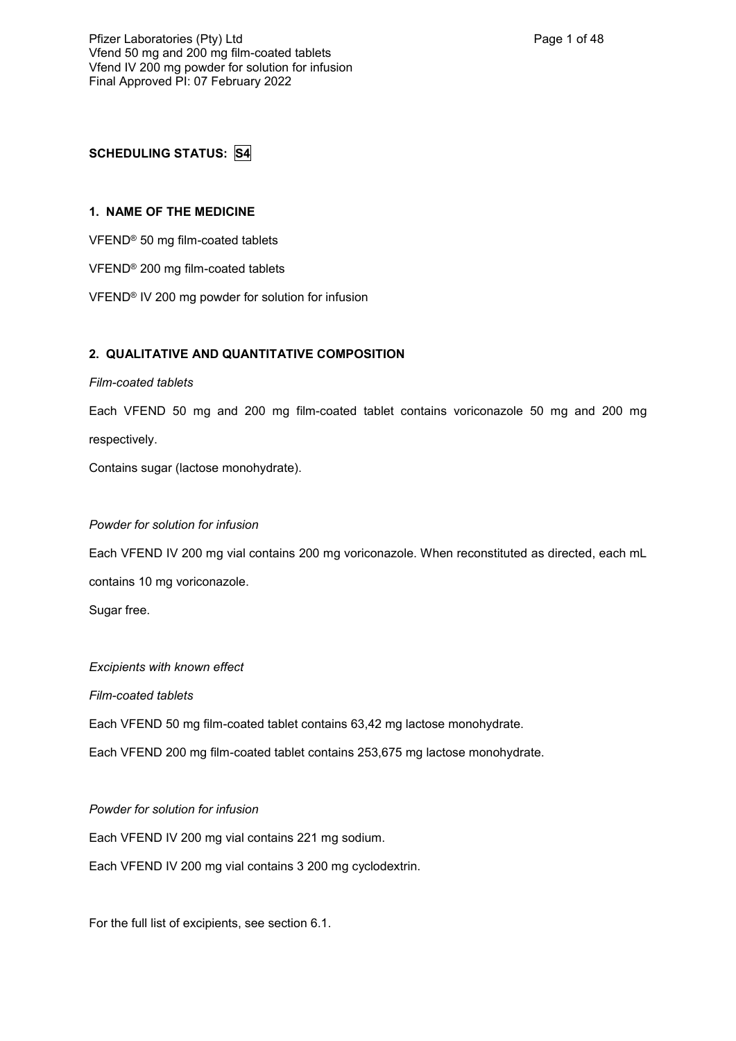**SCHEDULING STATUS: S4**

## 1. NAME OF THE MEDICINE

VFEND® 50 mg film-coated tablets

VFEND® 200 mg film-coated tablets

VFEND® IV 200 mg powder for solution for infusion

## 2. QUALITATIVE AND QUANTITATIVE COMPOSITION

*Film-coated tablets*

Each VFEND 50 mg and 200 mg film-coated tablet contains voriconazole 50 mg and 200 mg respectively.

Contains sugar (lactose monohydrate).

*Powder for solution for infusion*

Each VFEND IV 200 mg vial contains 200 mg voriconazole. When reconstituted as directed, each mL contains 10 mg voriconazole.

Sugar free.

*Excipients with known effect*

*Film-coated tablets*

Each VFEND 50 mg film-coated tablet contains 63,42 mg lactose monohydrate.

Each VFEND 200 mg film-coated tablet contains 253,675 mg lactose monohydrate.

*Powder for solution for infusion*

Each VFEND IV 200 mg vial contains 221 mg sodium.

Each VFEND IV 200 mg vial contains 3 200 mg cyclodextrin.

For the full list of excipients, see section 6.1.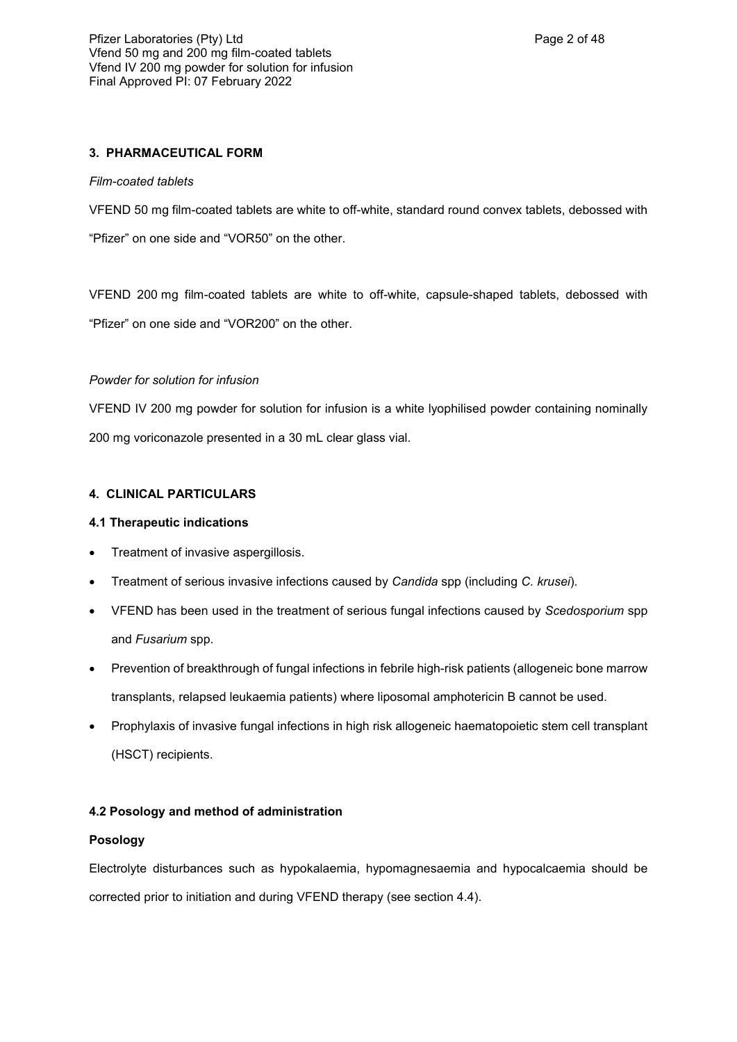## 3. PHARMACEUTICAL FORM

*Film-coated tablets*

VFEND 50 mg film-coated tablets are white to off-white, standard round convex tablets, debossed with "Pfizer" on one side and "VOR50" on the other.

VFEND 200 mg film-coated tablets are white to off-white, capsule-shaped tablets, debossed with "Pfizer" on one side and "VOR200" on the other.

*Powder for solution for infusion*

VFEND IV 200 mg powder for solution for infusion is a white lyophilised powder containing nominally 200 mg voriconazole presented in a 30 mL clear glass vial.

## 4. CLINICAL PARTICULARS

### 4.1 Therapeutic indications

- Treatment of invasive aspergillosis.
- Treatment of serious invasive infections caused by *Candida* spp (including *C. krusei*).
- VFEND has been used in the treatment of serious fungal infections caused by *Scedosporium* spp and *Fusarium* spp.
- Prevention of breakthrough of fungal infections in febrile high-risk patients (allogeneic bone marrow transplants, relapsed leukaemia patients) where liposomal amphotericin B cannot be used.
- Prophylaxis of invasive fungal infections in high risk allogeneic haematopoietic stem cell transplant (HSCT) recipients.

### 4.2 Posology and method of administration

**Posology**

Electrolyte disturbances such as hypokalaemia, hypomagnesaemia and hypocalcaemia should be corrected prior to initiation and during VFEND therapy (see section 4.4).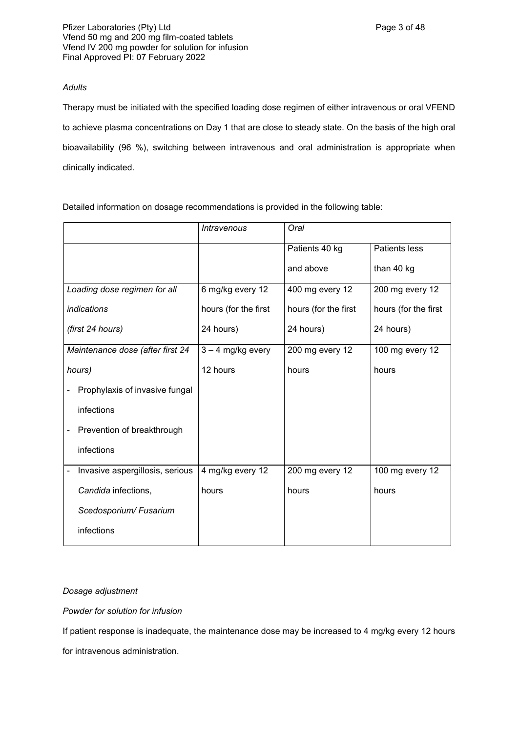*Adults*

Therapy must be initiated with the specified loading dose regimen of either intravenous or oral VFEND to achieve plasma concentrations on Day 1 that are close to steady state. On the basis of the high oral bioavailability (96 %), switching between intravenous and oral administration is appropriate when clinically indicated.

Detailed information on dosage recommendations is provided in the following table:

| | *Intravenous* | *Oral* | |
|---|---|---|---|
| | | Patients 40 kg and above | Patients less than 40 kg |
| *Loading dose regimen for all indications (first 24 hours)* | 6 mg/kg every 12 hours (for the first 24 hours) | 400 mg every 12 hours (for the first 24 hours) | 200 mg every 12 hours (for the first 24 hours) |
| *Maintenance dose (after first 24 hours)*<br>- Prophylaxis of invasive fungal infections<br>- Prevention of breakthrough infections | 3 – 4 mg/kg every 12 hours | 200 mg every 12 hours | 100 mg every 12 hours |
| - Invasive aspergillosis, serious *Candida* infections, *Scedosporium/ Fusarium* infections | 4 mg/kg every 12 hours | 200 mg every 12 hours | 100 mg every 12 hours |

*Dosage adjustment*

*Powder for solution for infusion*

If patient response is inadequate, the maintenance dose may be increased to 4 mg/kg every 12 hours for intravenous administration.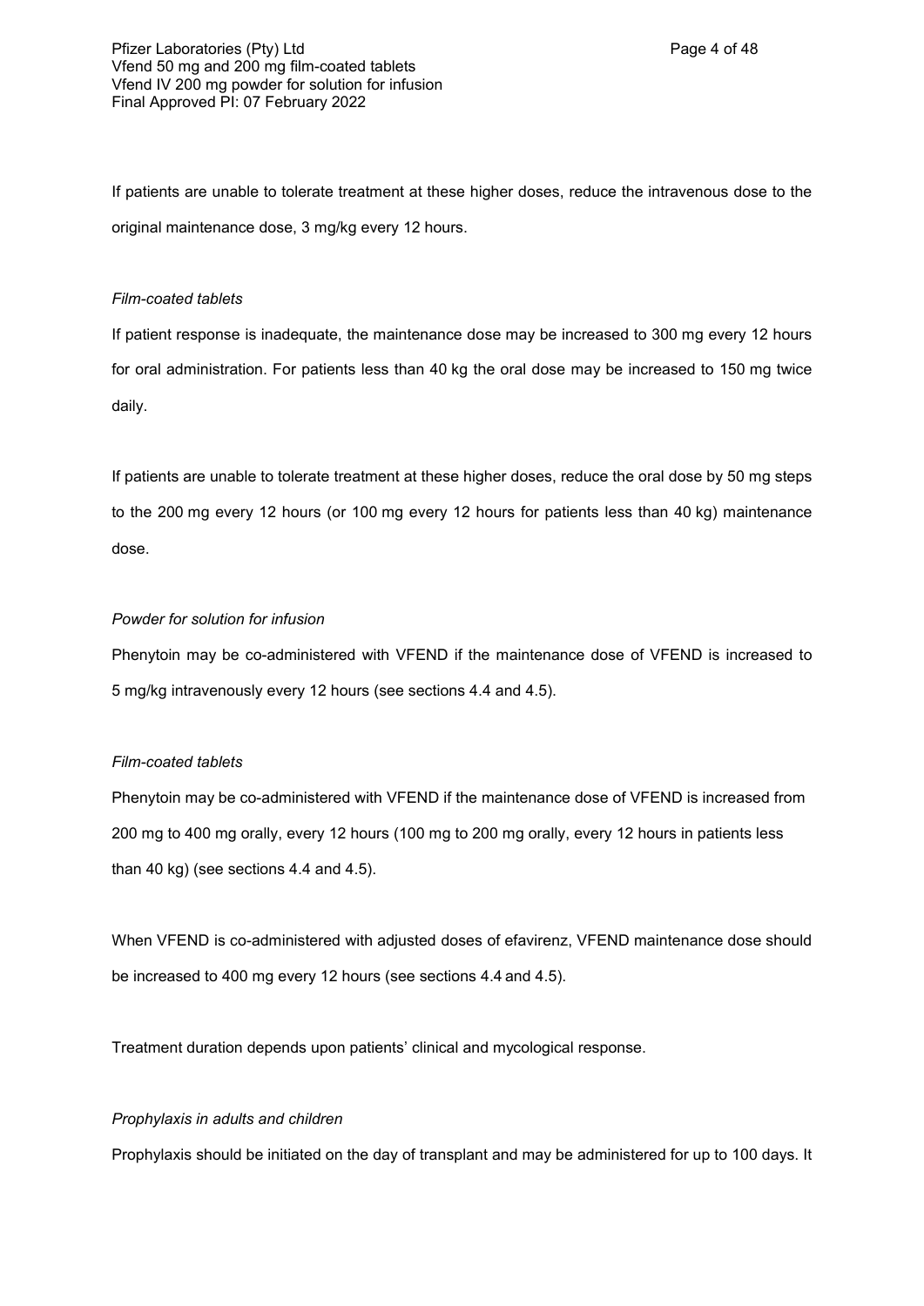If patients are unable to tolerate treatment at these higher doses, reduce the intravenous dose to the original maintenance dose, 3 mg/kg every 12 hours.

*Film-coated tablets*

If patient response is inadequate, the maintenance dose may be increased to 300 mg every 12 hours for oral administration. For patients less than 40 kg the oral dose may be increased to 150 mg twice daily.

If patients are unable to tolerate treatment at these higher doses, reduce the oral dose by 50 mg steps to the 200 mg every 12 hours (or 100 mg every 12 hours for patients less than 40 kg) maintenance dose.

*Powder for solution for infusion*

Phenytoin may be co-administered with VFEND if the maintenance dose of VFEND is increased to 5 mg/kg intravenously every 12 hours (see sections 4.4 and 4.5).

*Film-coated tablets*

Phenytoin may be co-administered with VFEND if the maintenance dose of VFEND is increased from 200 mg to 400 mg orally, every 12 hours (100 mg to 200 mg orally, every 12 hours in patients less than 40 kg) (see sections 4.4 and 4.5).

When VFEND is co-administered with adjusted doses of efavirenz, VFEND maintenance dose should be increased to 400 mg every 12 hours (see sections 4.4 and 4.5).

Treatment duration depends upon patients' clinical and mycological response.

*Prophylaxis in adults and children*

Prophylaxis should be initiated on the day of transplant and may be administered for up to 100 days. It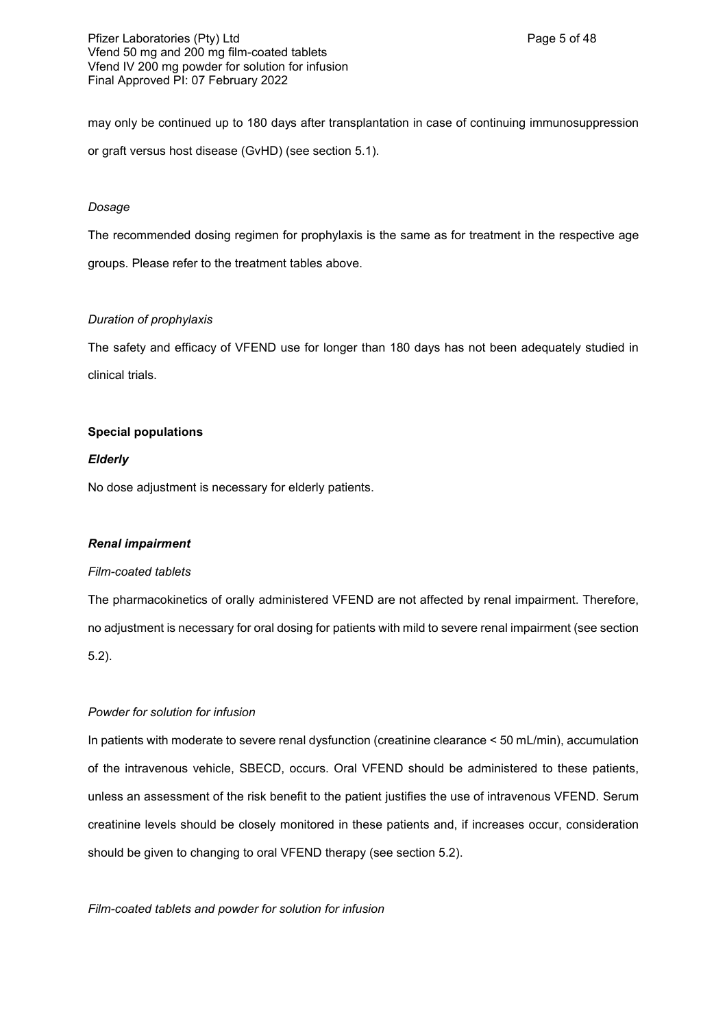may only be continued up to 180 days after transplantation in case of continuing immunosuppression or graft versus host disease (GvHD) (see section 5.1).

*Dosage*

The recommended dosing regimen for prophylaxis is the same as for treatment in the respective age groups. Please refer to the treatment tables above.

*Duration of prophylaxis*

The safety and efficacy of VFEND use for longer than 180 days has not been adequately studied in clinical trials.

**Special populations**

***Elderly***

No dose adjustment is necessary for elderly patients.

***Renal impairment***

*Film-coated tablets*

The pharmacokinetics of orally administered VFEND are not affected by renal impairment. Therefore, no adjustment is necessary for oral dosing for patients with mild to severe renal impairment (see section 5.2).

*Powder for solution for infusion*

In patients with moderate to severe renal dysfunction (creatinine clearance < 50 mL/min), accumulation of the intravenous vehicle, SBECD, occurs. Oral VFEND should be administered to these patients, unless an assessment of the risk benefit to the patient justifies the use of intravenous VFEND. Serum creatinine levels should be closely monitored in these patients and, if increases occur, consideration should be given to changing to oral VFEND therapy (see section 5.2).

*Film-coated tablets and powder for solution for infusion*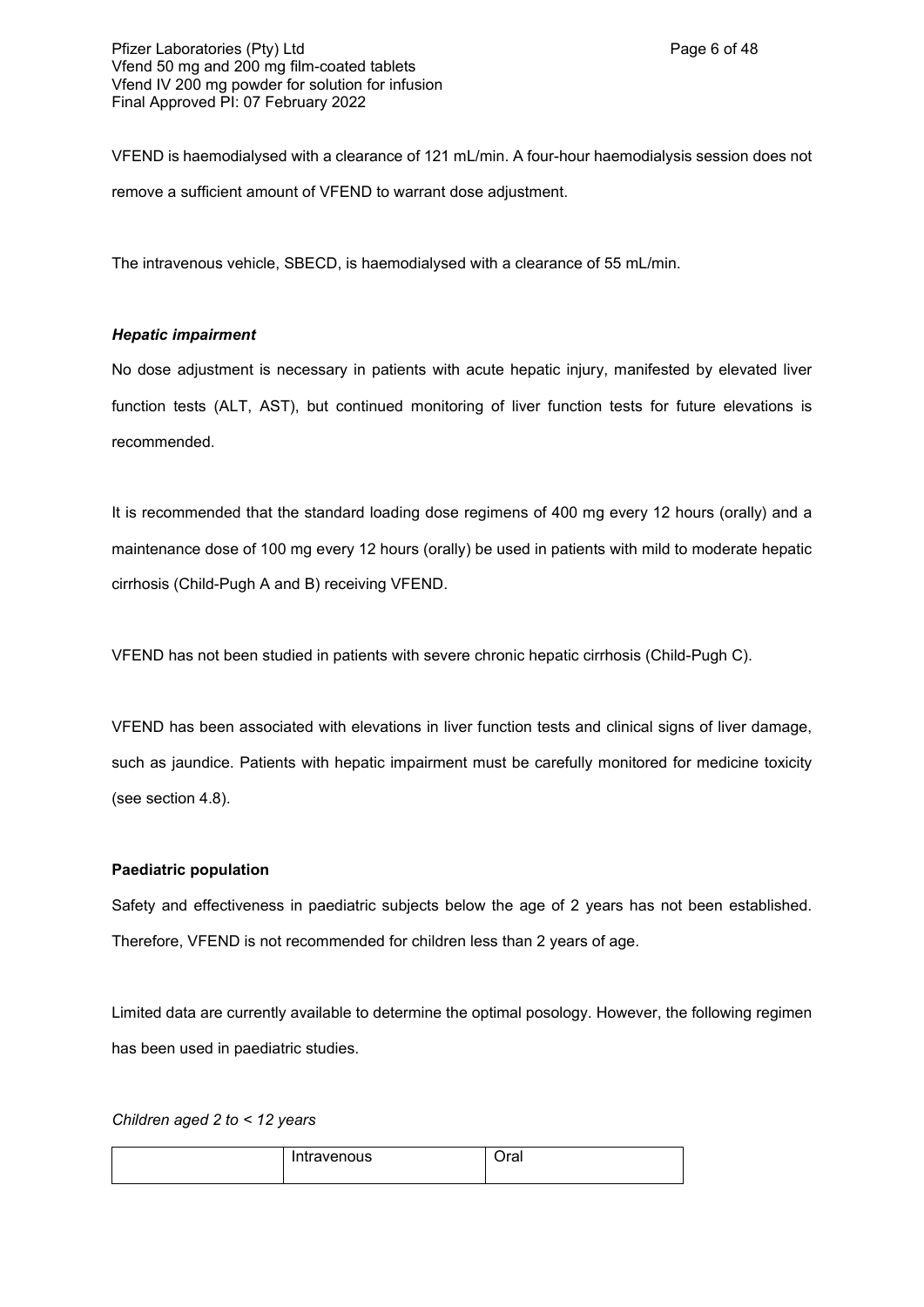VFEND is haemodialysed with a clearance of 121 mL/min. A four-hour haemodialysis session does not remove a sufficient amount of VFEND to warrant dose adjustment.

The intravenous vehicle, SBECD, is haemodialysed with a clearance of 55 mL/min.

***Hepatic impairment***

No dose adjustment is necessary in patients with acute hepatic injury, manifested by elevated liver function tests (ALT, AST), but continued monitoring of liver function tests for future elevations is recommended.

It is recommended that the standard loading dose regimens of 400 mg every 12 hours (orally) and a maintenance dose of 100 mg every 12 hours (orally) be used in patients with mild to moderate hepatic cirrhosis (Child-Pugh A and B) receiving VFEND.

VFEND has not been studied in patients with severe chronic hepatic cirrhosis (Child-Pugh C).

VFEND has been associated with elevations in liver function tests and clinical signs of liver damage, such as jaundice. Patients with hepatic impairment must be carefully monitored for medicine toxicity (see section 4.8).

**Paediatric population**

Safety and effectiveness in paediatric subjects below the age of 2 years has not been established. Therefore, VFEND is not recommended for children less than 2 years of age.

Limited data are currently available to determine the optimal posology. However, the following regimen has been used in paediatric studies.

*Children aged 2 to < 12 years*

| | Intravenous | Oral |
|---|---|---|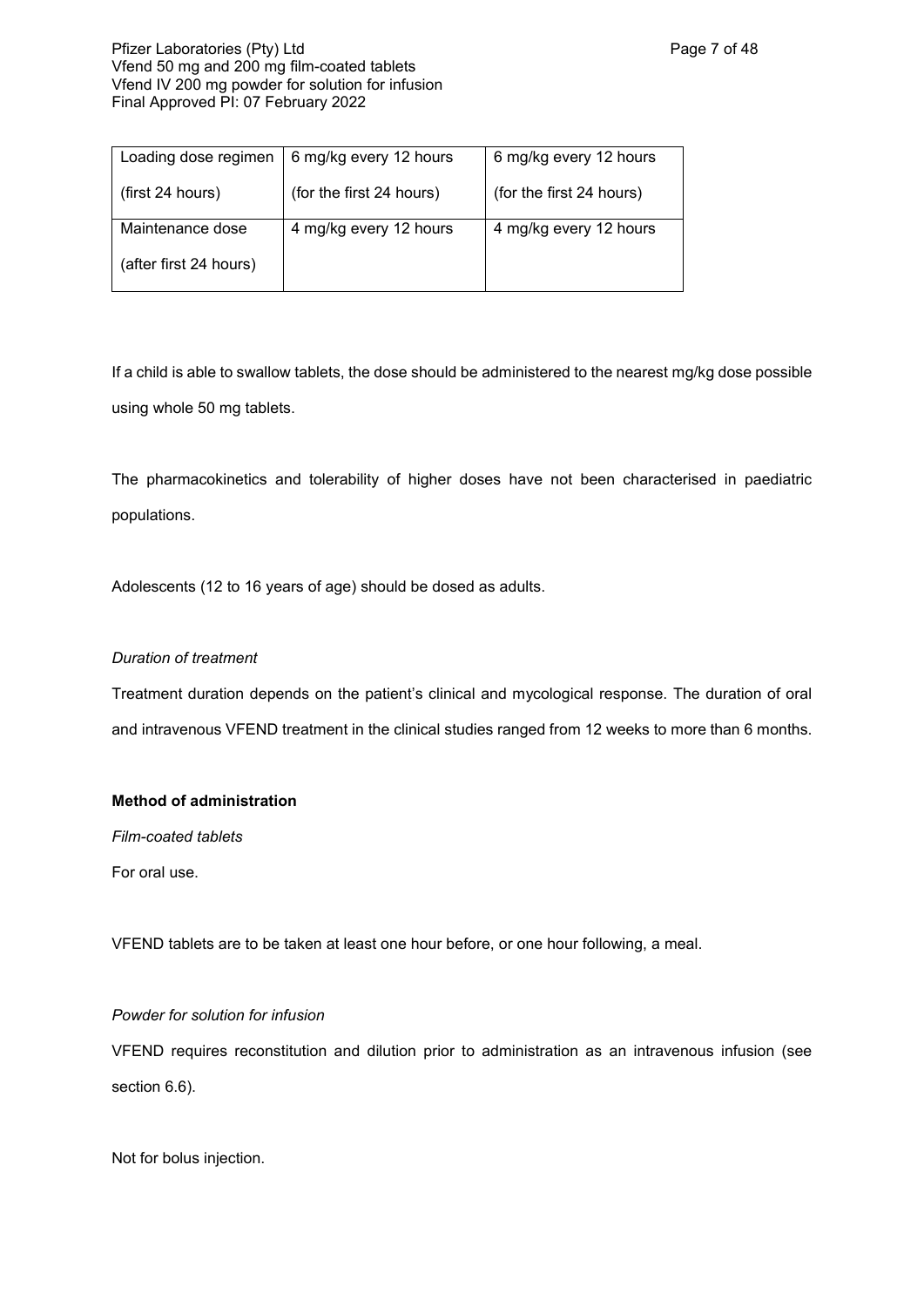| Loading dose regimen (first 24 hours) | 6 mg/kg every 12 hours (for the first 24 hours) | 6 mg/kg every 12 hours (for the first 24 hours) |
|---|---|---|
| Maintenance dose (after first 24 hours) | 4 mg/kg every 12 hours | 4 mg/kg every 12 hours |

If a child is able to swallow tablets, the dose should be administered to the nearest mg/kg dose possible using whole 50 mg tablets.

The pharmacokinetics and tolerability of higher doses have not been characterised in paediatric populations.

Adolescents (12 to 16 years of age) should be dosed as adults.

*Duration of treatment*

Treatment duration depends on the patient's clinical and mycological response. The duration of oral and intravenous VFEND treatment in the clinical studies ranged from 12 weeks to more than 6 months.

**Method of administration**

*Film-coated tablets*

For oral use.

VFEND tablets are to be taken at least one hour before, or one hour following, a meal.

*Powder for solution for infusion*

VFEND requires reconstitution and dilution prior to administration as an intravenous infusion (see section 6.6).

Not for bolus injection.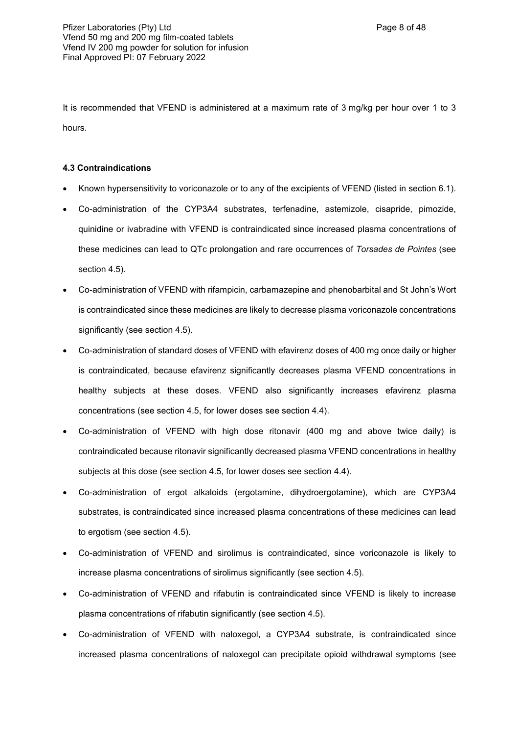It is recommended that VFEND is administered at a maximum rate of 3 mg/kg per hour over 1 to 3 hours.

### 4.3 Contraindications

- Known hypersensitivity to voriconazole or to any of the excipients of VFEND (listed in section 6.1).
- Co-administration of the CYP3A4 substrates, terfenadine, astemizole, cisapride, pimozide, quinidine or ivabradine with VFEND is contraindicated since increased plasma concentrations of these medicines can lead to QTc prolongation and rare occurrences of *Torsades de Pointes* (see section 4.5).
- Co-administration of VFEND with rifampicin, carbamazepine and phenobarbital and St John's Wort is contraindicated since these medicines are likely to decrease plasma voriconazole concentrations significantly (see section 4.5).
- Co-administration of standard doses of VFEND with efavirenz doses of 400 mg once daily or higher is contraindicated, because efavirenz significantly decreases plasma VFEND concentrations in healthy subjects at these doses. VFEND also significantly increases efavirenz plasma concentrations (see section 4.5, for lower doses see section 4.4).
- Co-administration of VFEND with high dose ritonavir (400 mg and above twice daily) is contraindicated because ritonavir significantly decreased plasma VFEND concentrations in healthy subjects at this dose (see section 4.5, for lower doses see section 4.4).
- Co-administration of ergot alkaloids (ergotamine, dihydroergotamine), which are CYP3A4 substrates, is contraindicated since increased plasma concentrations of these medicines can lead to ergotism (see section 4.5).
- Co-administration of VFEND and sirolimus is contraindicated, since voriconazole is likely to increase plasma concentrations of sirolimus significantly (see section 4.5).
- Co-administration of VFEND and rifabutin is contraindicated since VFEND is likely to increase plasma concentrations of rifabutin significantly (see section 4.5).
- Co-administration of VFEND with naloxegol, a CYP3A4 substrate, is contraindicated since increased plasma concentrations of naloxegol can precipitate opioid withdrawal symptoms (see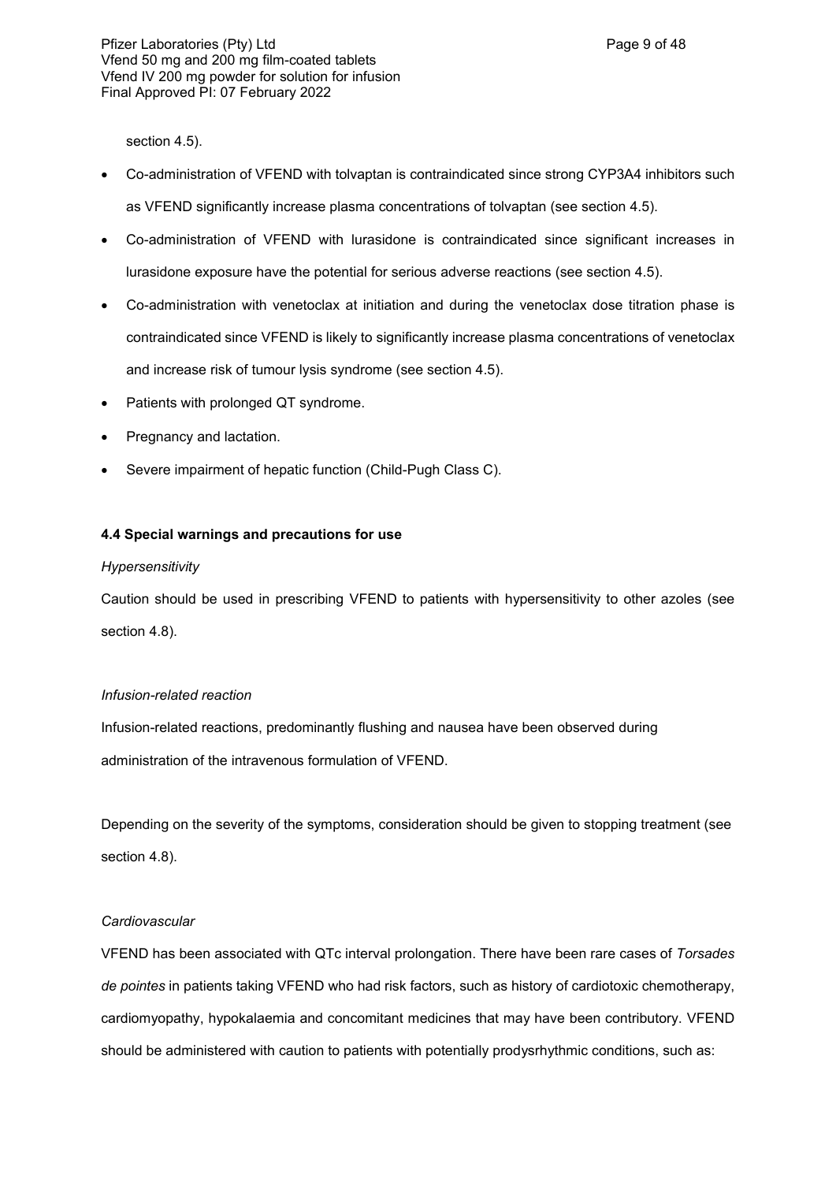section 4.5).

- Co-administration of VFEND with tolvaptan is contraindicated since strong CYP3A4 inhibitors such as VFEND significantly increase plasma concentrations of tolvaptan (see section 4.5).
- Co-administration of VFEND with lurasidone is contraindicated since significant increases in lurasidone exposure have the potential for serious adverse reactions (see section 4.5).
- Co-administration with venetoclax at initiation and during the venetoclax dose titration phase is contraindicated since VFEND is likely to significantly increase plasma concentrations of venetoclax and increase risk of tumour lysis syndrome (see section 4.5).
- Patients with prolonged QT syndrome.
- Pregnancy and lactation.
- Severe impairment of hepatic function (Child-Pugh Class C).

**4.4 Special warnings and precautions for use**

*Hypersensitivity*

Caution should be used in prescribing VFEND to patients with hypersensitivity to other azoles (see section 4.8).

*Infusion-related reaction*

Infusion-related reactions, predominantly flushing and nausea have been observed during administration of the intravenous formulation of VFEND.

Depending on the severity of the symptoms, consideration should be given to stopping treatment (see section 4.8).

*Cardiovascular*

VFEND has been associated with QTc interval prolongation. There have been rare cases of *Torsades de pointes* in patients taking VFEND who had risk factors, such as history of cardiotoxic chemotherapy, cardiomyopathy, hypokalaemia and concomitant medicines that may have been contributory. VFEND should be administered with caution to patients with potentially prodysrhythmic conditions, such as: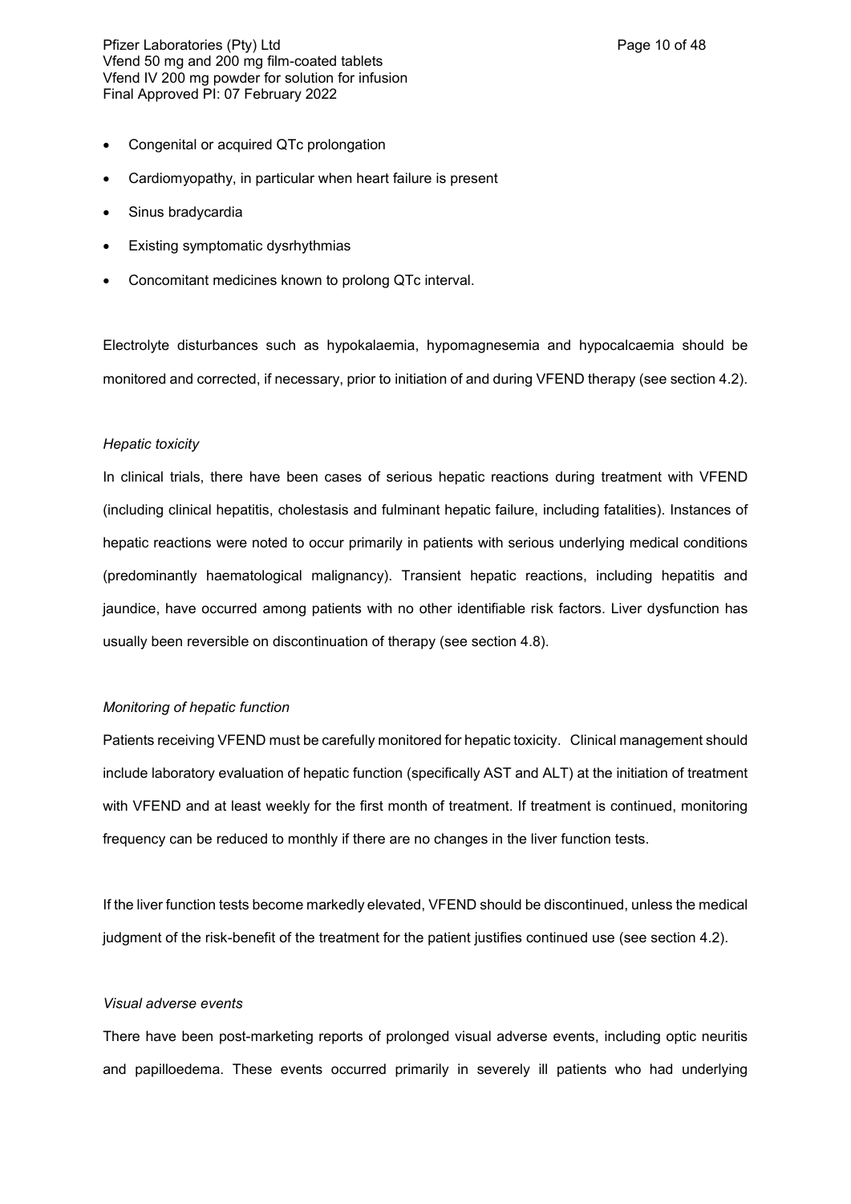- Congenital or acquired QTc prolongation
- Cardiomyopathy, in particular when heart failure is present
- Sinus bradycardia
- Existing symptomatic dysrhythmias
- Concomitant medicines known to prolong QTc interval.

Electrolyte disturbances such as hypokalaemia, hypomagnesemia and hypocalcaemia should be monitored and corrected, if necessary, prior to initiation of and during VFEND therapy (see section 4.2).

*Hepatic toxicity*

In clinical trials, there have been cases of serious hepatic reactions during treatment with VFEND (including clinical hepatitis, cholestasis and fulminant hepatic failure, including fatalities). Instances of hepatic reactions were noted to occur primarily in patients with serious underlying medical conditions (predominantly haematological malignancy). Transient hepatic reactions, including hepatitis and jaundice, have occurred among patients with no other identifiable risk factors. Liver dysfunction has usually been reversible on discontinuation of therapy (see section 4.8).

*Monitoring of hepatic function*

Patients receiving VFEND must be carefully monitored for hepatic toxicity. Clinical management should include laboratory evaluation of hepatic function (specifically AST and ALT) at the initiation of treatment with VFEND and at least weekly for the first month of treatment. If treatment is continued, monitoring frequency can be reduced to monthly if there are no changes in the liver function tests.

If the liver function tests become markedly elevated, VFEND should be discontinued, unless the medical judgment of the risk-benefit of the treatment for the patient justifies continued use (see section 4.2).

*Visual adverse events*

There have been post-marketing reports of prolonged visual adverse events, including optic neuritis and papilloedema. These events occurred primarily in severely ill patients who had underlying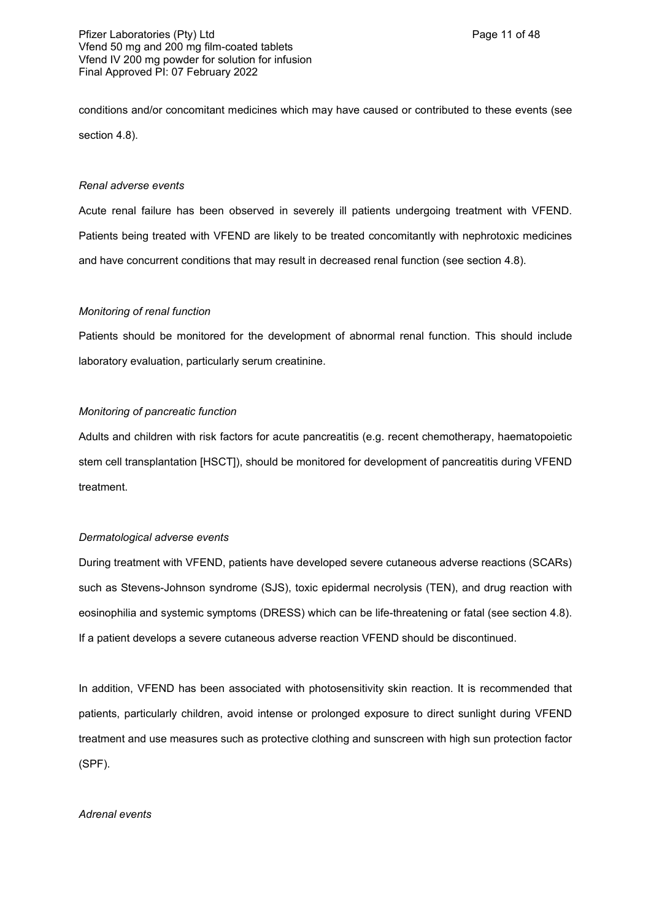conditions and/or concomitant medicines which may have caused or contributed to these events (see section 4.8).

*Renal adverse events*

Acute renal failure has been observed in severely ill patients undergoing treatment with VFEND. Patients being treated with VFEND are likely to be treated concomitantly with nephrotoxic medicines and have concurrent conditions that may result in decreased renal function (see section 4.8).

*Monitoring of renal function*

Patients should be monitored for the development of abnormal renal function. This should include laboratory evaluation, particularly serum creatinine.

*Monitoring of pancreatic function*

Adults and children with risk factors for acute pancreatitis (e.g. recent chemotherapy, haematopoietic stem cell transplantation [HSCT]), should be monitored for development of pancreatitis during VFEND treatment.

*Dermatological adverse events*

During treatment with VFEND, patients have developed severe cutaneous adverse reactions (SCARs) such as Stevens-Johnson syndrome (SJS), toxic epidermal necrolysis (TEN), and drug reaction with eosinophilia and systemic symptoms (DRESS) which can be life-threatening or fatal (see section 4.8). If a patient develops a severe cutaneous adverse reaction VFEND should be discontinued.

In addition, VFEND has been associated with photosensitivity skin reaction. It is recommended that patients, particularly children, avoid intense or prolonged exposure to direct sunlight during VFEND treatment and use measures such as protective clothing and sunscreen with high sun protection factor (SPF).

*Adrenal events*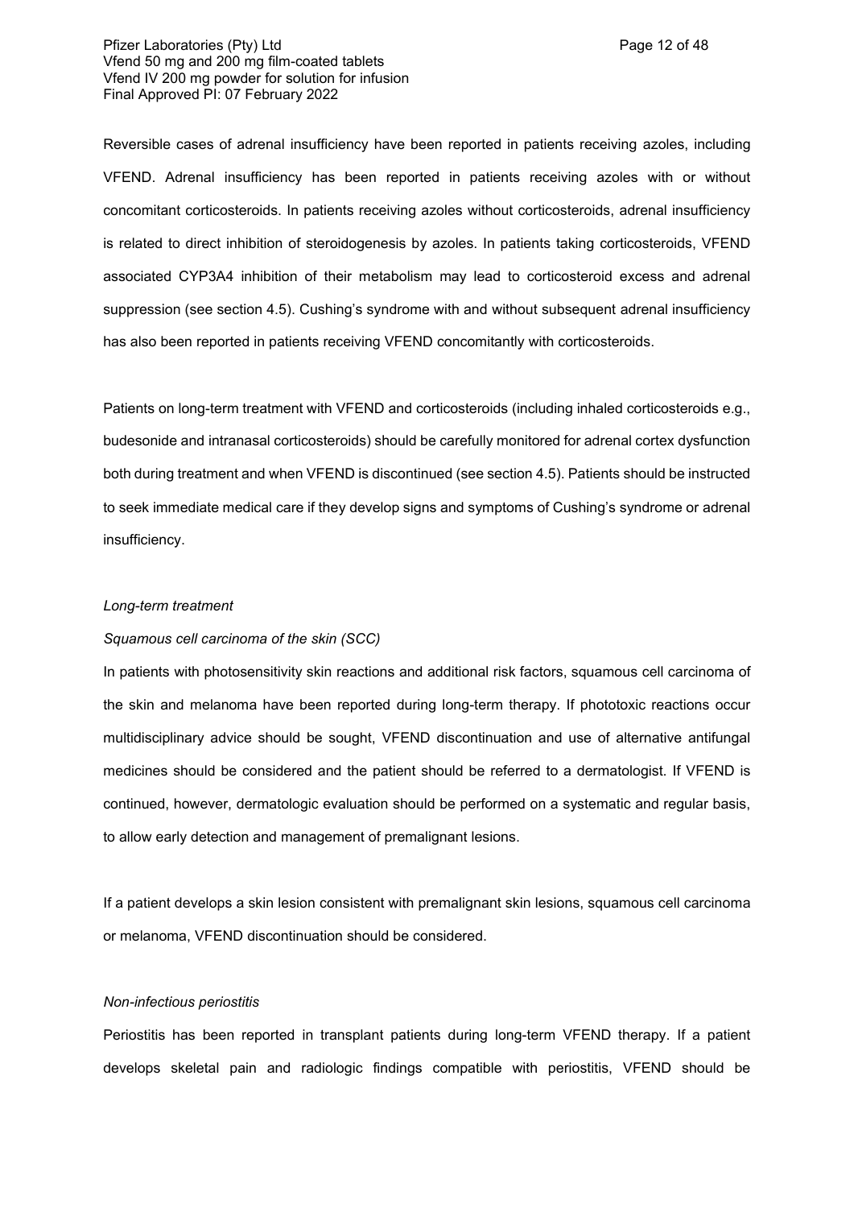Reversible cases of adrenal insufficiency have been reported in patients receiving azoles, including VFEND. Adrenal insufficiency has been reported in patients receiving azoles with or without concomitant corticosteroids. In patients receiving azoles without corticosteroids, adrenal insufficiency is related to direct inhibition of steroidogenesis by azoles. In patients taking corticosteroids, VFEND associated CYP3A4 inhibition of their metabolism may lead to corticosteroid excess and adrenal suppression (see section 4.5). Cushing's syndrome with and without subsequent adrenal insufficiency has also been reported in patients receiving VFEND concomitantly with corticosteroids.

Patients on long-term treatment with VFEND and corticosteroids (including inhaled corticosteroids e.g., budesonide and intranasal corticosteroids) should be carefully monitored for adrenal cortex dysfunction both during treatment and when VFEND is discontinued (see section 4.5). Patients should be instructed to seek immediate medical care if they develop signs and symptoms of Cushing's syndrome or adrenal insufficiency.

*Long-term treatment*

*Squamous cell carcinoma of the skin (SCC)*

In patients with photosensitivity skin reactions and additional risk factors, squamous cell carcinoma of the skin and melanoma have been reported during long-term therapy. If phototoxic reactions occur multidisciplinary advice should be sought, VFEND discontinuation and use of alternative antifungal medicines should be considered and the patient should be referred to a dermatologist. If VFEND is continued, however, dermatologic evaluation should be performed on a systematic and regular basis, to allow early detection and management of premalignant lesions.

If a patient develops a skin lesion consistent with premalignant skin lesions, squamous cell carcinoma or melanoma, VFEND discontinuation should be considered.

*Non-infectious periostitis*

Periostitis has been reported in transplant patients during long-term VFEND therapy. If a patient develops skeletal pain and radiologic findings compatible with periostitis, VFEND should be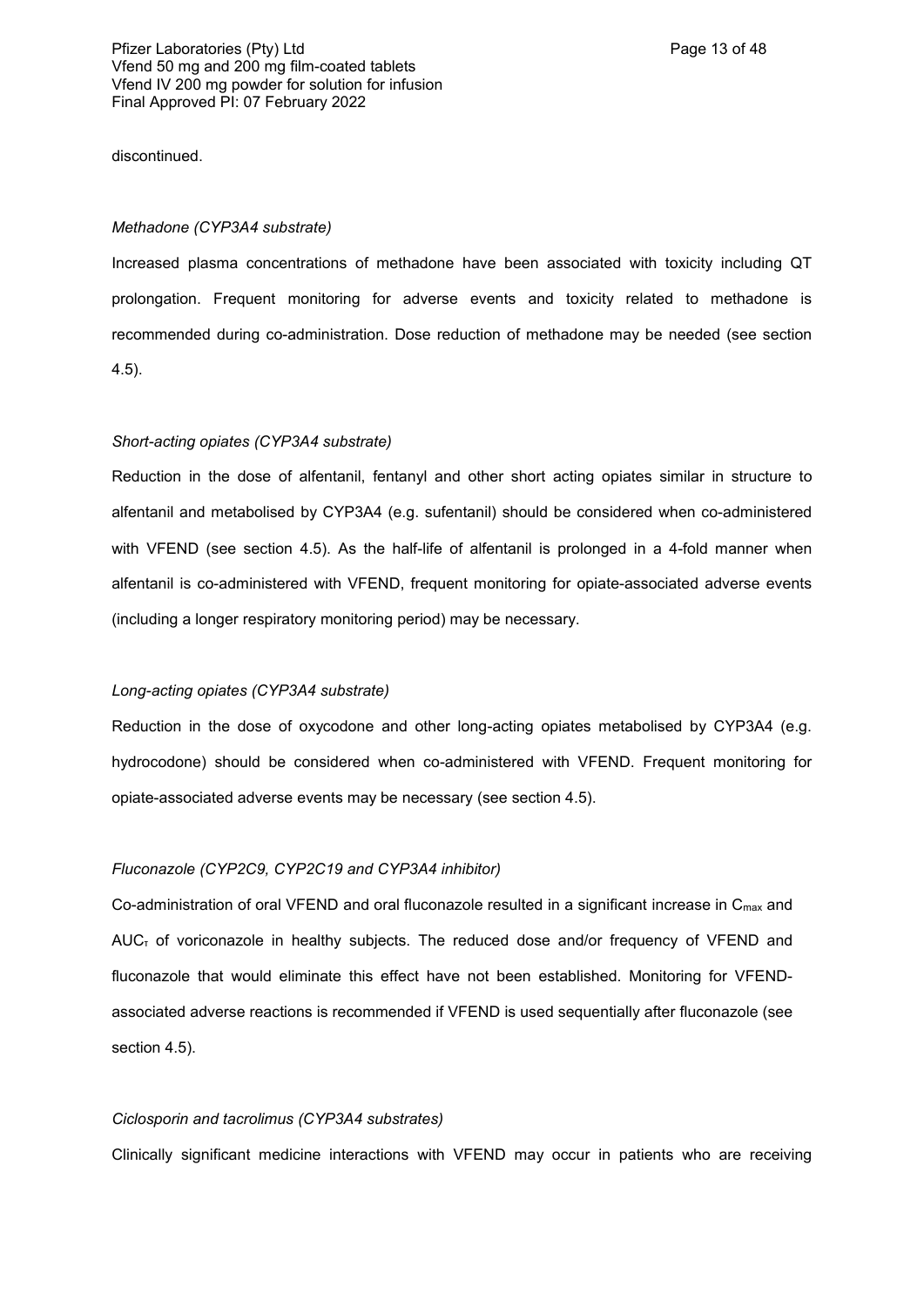discontinued.

*Methadone (CYP3A4 substrate)*

Increased plasma concentrations of methadone have been associated with toxicity including QT prolongation. Frequent monitoring for adverse events and toxicity related to methadone is recommended during co-administration. Dose reduction of methadone may be needed (see section 4.5).

*Short-acting opiates (CYP3A4 substrate)*

Reduction in the dose of alfentanil, fentanyl and other short acting opiates similar in structure to alfentanil and metabolised by CYP3A4 (e.g. sufentanil) should be considered when co-administered with VFEND (see section 4.5). As the half-life of alfentanil is prolonged in a 4-fold manner when alfentanil is co-administered with VFEND, frequent monitoring for opiate-associated adverse events (including a longer respiratory monitoring period) may be necessary.

*Long-acting opiates (CYP3A4 substrate)*

Reduction in the dose of oxycodone and other long-acting opiates metabolised by CYP3A4 (e.g. hydrocodone) should be considered when co-administered with VFEND. Frequent monitoring for opiate-associated adverse events may be necessary (see section 4.5).

*Fluconazole (CYP2C9, CYP2C19 and CYP3A4 inhibitor)*

Co-administration of oral VFEND and oral fluconazole resulted in a significant increase in $C_{max}$ and $AUC_{\tau}$ of voriconazole in healthy subjects. The reduced dose and/or frequency of VFEND and fluconazole that would eliminate this effect have not been established. Monitoring for VFEND-associated adverse reactions is recommended if VFEND is used sequentially after fluconazole (see section 4.5).

*Ciclosporin and tacrolimus (CYP3A4 substrates)*

Clinically significant medicine interactions with VFEND may occur in patients who are receiving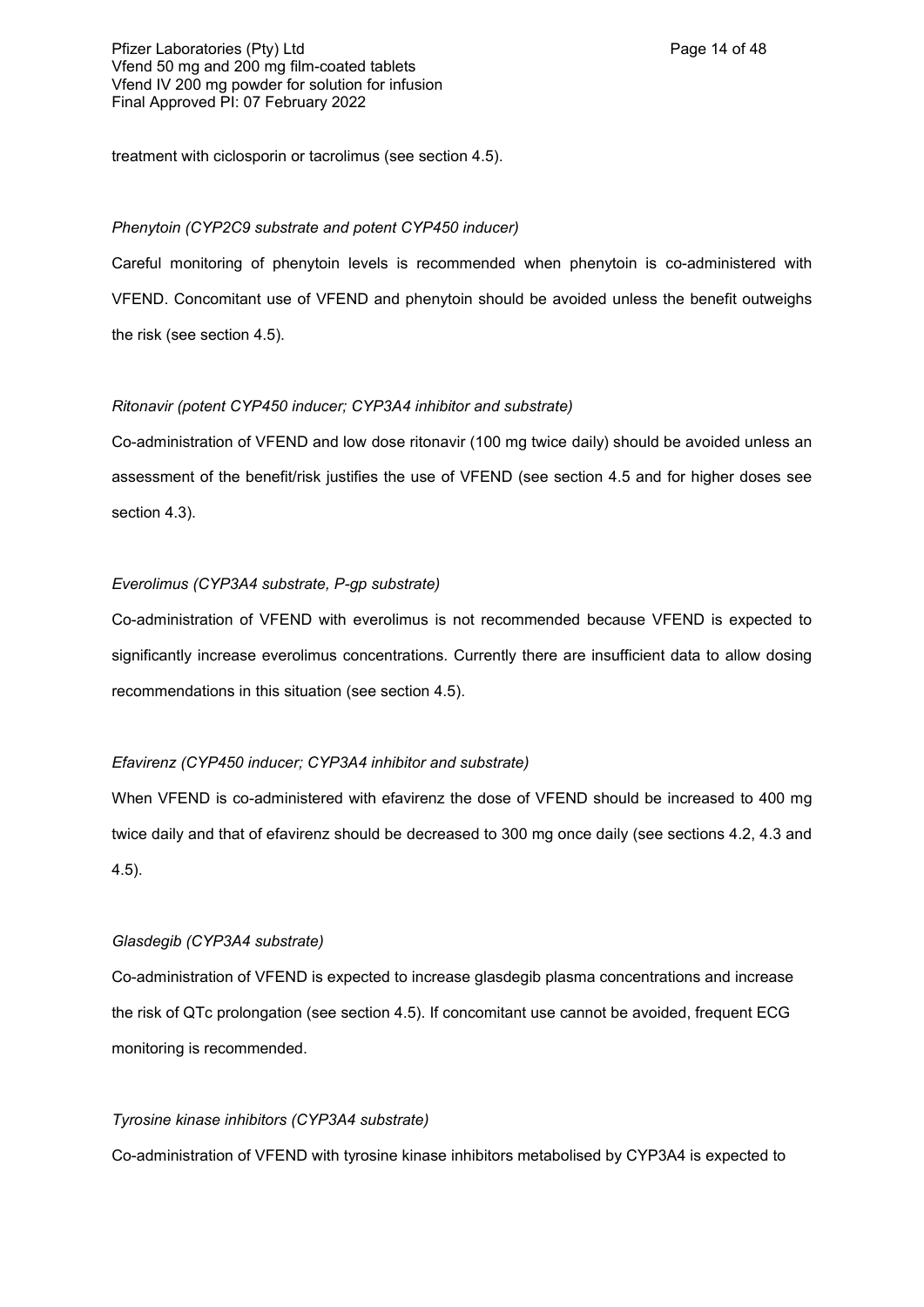treatment with ciclosporin or tacrolimus (see section 4.5).

*Phenytoin (CYP2C9 substrate and potent CYP450 inducer)*

Careful monitoring of phenytoin levels is recommended when phenytoin is co-administered with VFEND. Concomitant use of VFEND and phenytoin should be avoided unless the benefit outweighs the risk (see section 4.5).

*Ritonavir (potent CYP450 inducer; CYP3A4 inhibitor and substrate)*

Co-administration of VFEND and low dose ritonavir (100 mg twice daily) should be avoided unless an assessment of the benefit/risk justifies the use of VFEND (see section 4.5 and for higher doses see section 4.3).

*Everolimus (CYP3A4 substrate, P-gp substrate)*

Co-administration of VFEND with everolimus is not recommended because VFEND is expected to significantly increase everolimus concentrations. Currently there are insufficient data to allow dosing recommendations in this situation (see section 4.5).

*Efavirenz (CYP450 inducer; CYP3A4 inhibitor and substrate)*

When VFEND is co-administered with efavirenz the dose of VFEND should be increased to 400 mg twice daily and that of efavirenz should be decreased to 300 mg once daily (see sections 4.2, 4.3 and 4.5).

*Glasdegib (CYP3A4 substrate)*

Co-administration of VFEND is expected to increase glasdegib plasma concentrations and increase the risk of QTc prolongation (see section 4.5). If concomitant use cannot be avoided, frequent ECG monitoring is recommended.

*Tyrosine kinase inhibitors (CYP3A4 substrate)*

Co-administration of VFEND with tyrosine kinase inhibitors metabolised by CYP3A4 is expected to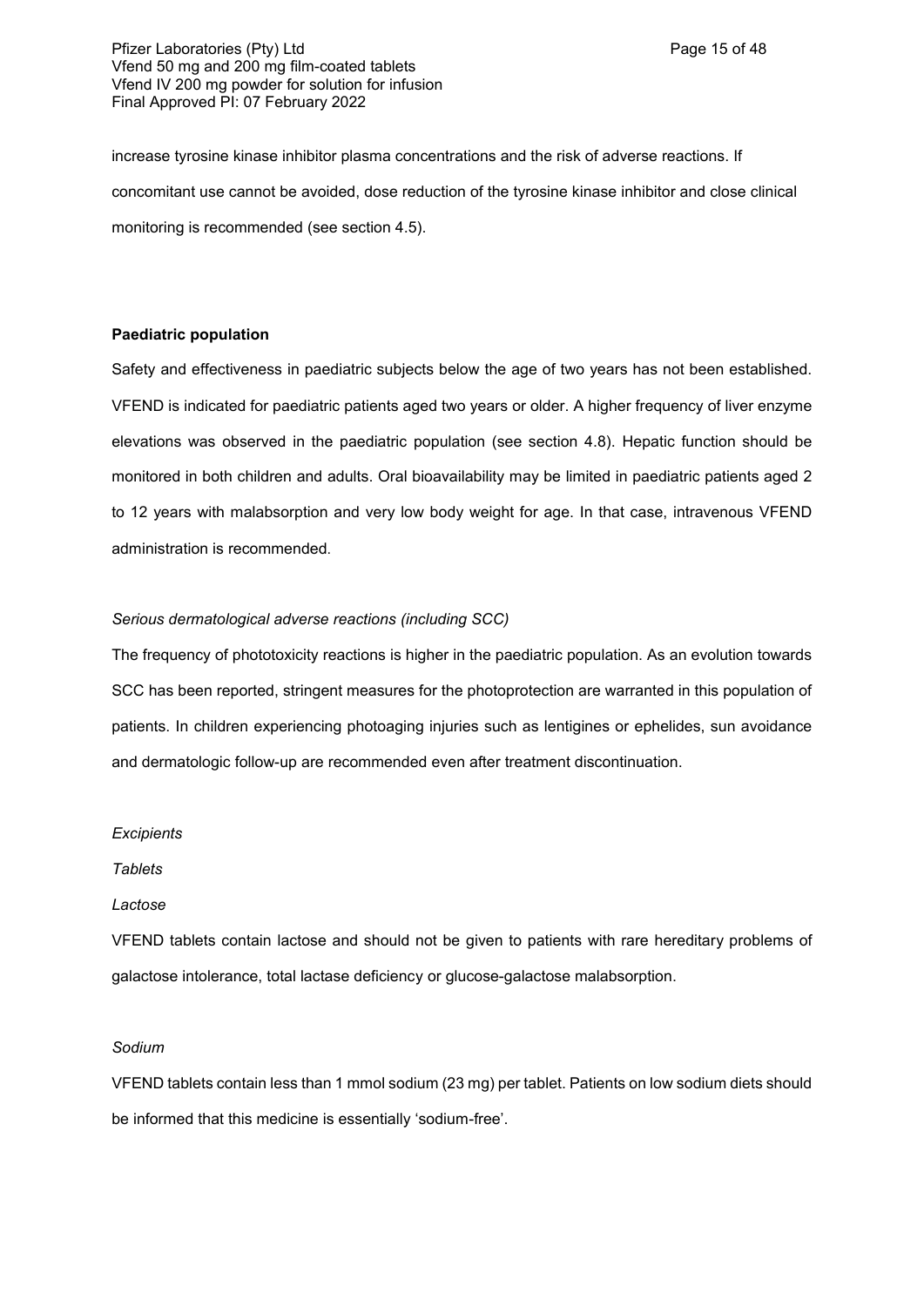increase tyrosine kinase inhibitor plasma concentrations and the risk of adverse reactions. If concomitant use cannot be avoided, dose reduction of the tyrosine kinase inhibitor and close clinical monitoring is recommended (see section 4.5).

**Paediatric population**

Safety and effectiveness in paediatric subjects below the age of two years has not been established. VFEND is indicated for paediatric patients aged two years or older. A higher frequency of liver enzyme elevations was observed in the paediatric population (see section 4.8). Hepatic function should be monitored in both children and adults. Oral bioavailability may be limited in paediatric patients aged 2 to 12 years with malabsorption and very low body weight for age. In that case, intravenous VFEND administration is recommended.

*Serious dermatological adverse reactions (including SCC)*

The frequency of phototoxicity reactions is higher in the paediatric population. As an evolution towards SCC has been reported, stringent measures for the photoprotection are warranted in this population of patients. In children experiencing photoaging injuries such as lentigines or ephelides, sun avoidance and dermatologic follow-up are recommended even after treatment discontinuation.

*Excipients*

*Tablets*

*Lactose*

VFEND tablets contain lactose and should not be given to patients with rare hereditary problems of galactose intolerance, total lactase deficiency or glucose-galactose malabsorption.

*Sodium*

VFEND tablets contain less than 1 mmol sodium (23 mg) per tablet. Patients on low sodium diets should be informed that this medicine is essentially 'sodium-free'.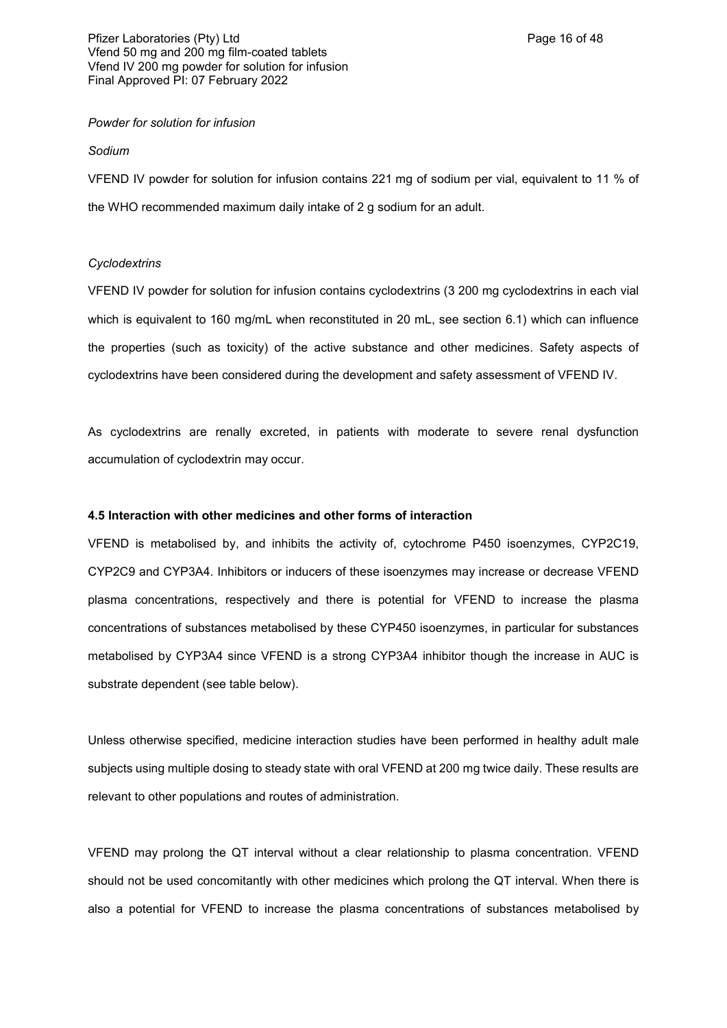*Powder for solution for infusion*

*Sodium*

VFEND IV powder for solution for infusion contains 221 mg of sodium per vial, equivalent to 11 % of the WHO recommended maximum daily intake of 2 g sodium for an adult.

*Cyclodextrins*

VFEND IV powder for solution for infusion contains cyclodextrins (3 200 mg cyclodextrins in each vial which is equivalent to 160 mg/mL when reconstituted in 20 mL, see section 6.1) which can influence the properties (such as toxicity) of the active substance and other medicines. Safety aspects of cyclodextrins have been considered during the development and safety assessment of VFEND IV.

As cyclodextrins are renally excreted, in patients with moderate to severe renal dysfunction accumulation of cyclodextrin may occur.

**4.5 Interaction with other medicines and other forms of interaction**

VFEND is metabolised by, and inhibits the activity of, cytochrome P450 isoenzymes, CYP2C19, CYP2C9 and CYP3A4. Inhibitors or inducers of these isoenzymes may increase or decrease VFEND plasma concentrations, respectively and there is potential for VFEND to increase the plasma concentrations of substances metabolised by these CYP450 isoenzymes, in particular for substances metabolised by CYP3A4 since VFEND is a strong CYP3A4 inhibitor though the increase in AUC is substrate dependent (see table below).

Unless otherwise specified, medicine interaction studies have been performed in healthy adult male subjects using multiple dosing to steady state with oral VFEND at 200 mg twice daily. These results are relevant to other populations and routes of administration.

VFEND may prolong the QT interval without a clear relationship to plasma concentration. VFEND should not be used concomitantly with other medicines which prolong the QT interval. When there is also a potential for VFEND to increase the plasma concentrations of substances metabolised by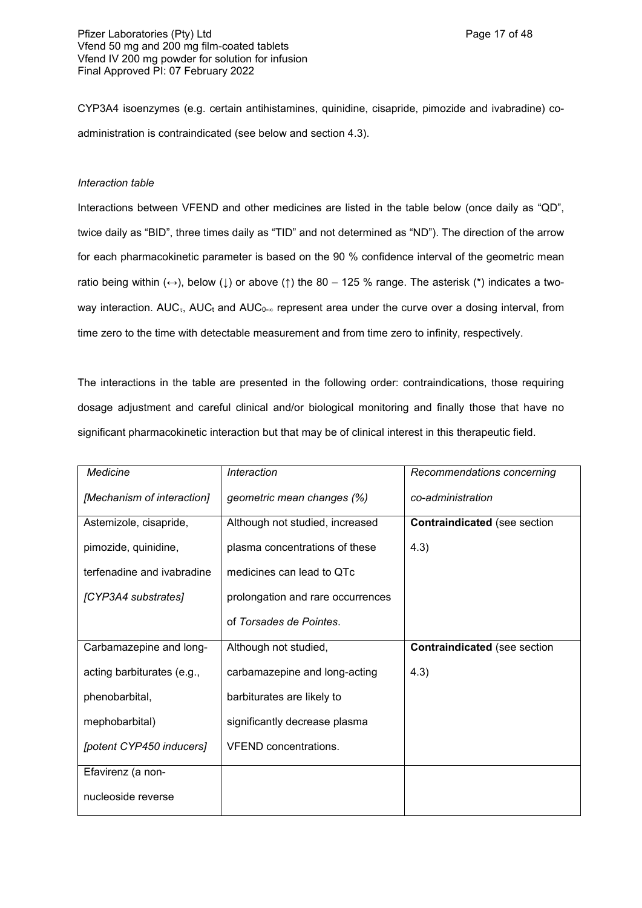CYP3A4 isoenzymes (e.g. certain antihistamines, quinidine, cisapride, pimozide and ivabradine) co-administration is contraindicated (see below and section 4.3).

*Interaction table*

Interactions between VFEND and other medicines are listed in the table below (once daily as "QD", twice daily as "BID", three times daily as "TID" and not determined as "ND"). The direction of the arrow for each pharmacokinetic parameter is based on the 90 % confidence interval of the geometric mean ratio being within (↔), below (↓) or above (↑) the 80 – 125 % range. The asterisk (*) indicates a two-way interaction. $AUC_{\tau}$, $AUC_t$ and $AUC_{0-\infty}$ represent area under the curve over a dosing interval, from time zero to the time with detectable measurement and from time zero to infinity, respectively.

The interactions in the table are presented in the following order: contraindications, those requiring dosage adjustment and careful clinical and/or biological monitoring and finally those that have no significant pharmacokinetic interaction but that may be of clinical interest in this therapeutic field.

| *Medicine* *[Mechanism of interaction]* | *Interaction* *geometric mean changes (%)* | *Recommendations concerning co-administration* |
|---|---|---|
| Astemizole, cisapride, pimozide, quinidine, terfenadine and ivabradine *[CYP3A4 substrates]* | Although not studied, increased plasma concentrations of these medicines can lead to QTc prolongation and rare occurrences of *Torsades de Pointes*. | **Contraindicated** (see section 4.3) |
| Carbamazepine and long-acting barbiturates (e.g., phenobarbital, mephobarbital) *[potent CYP450 inducers]* | Although not studied, carbamazepine and long-acting barbiturates are likely to significantly decrease plasma VFEND concentrations. | **Contraindicated** (see section 4.3) |
| Efavirenz (a non-nucleoside reverse | | |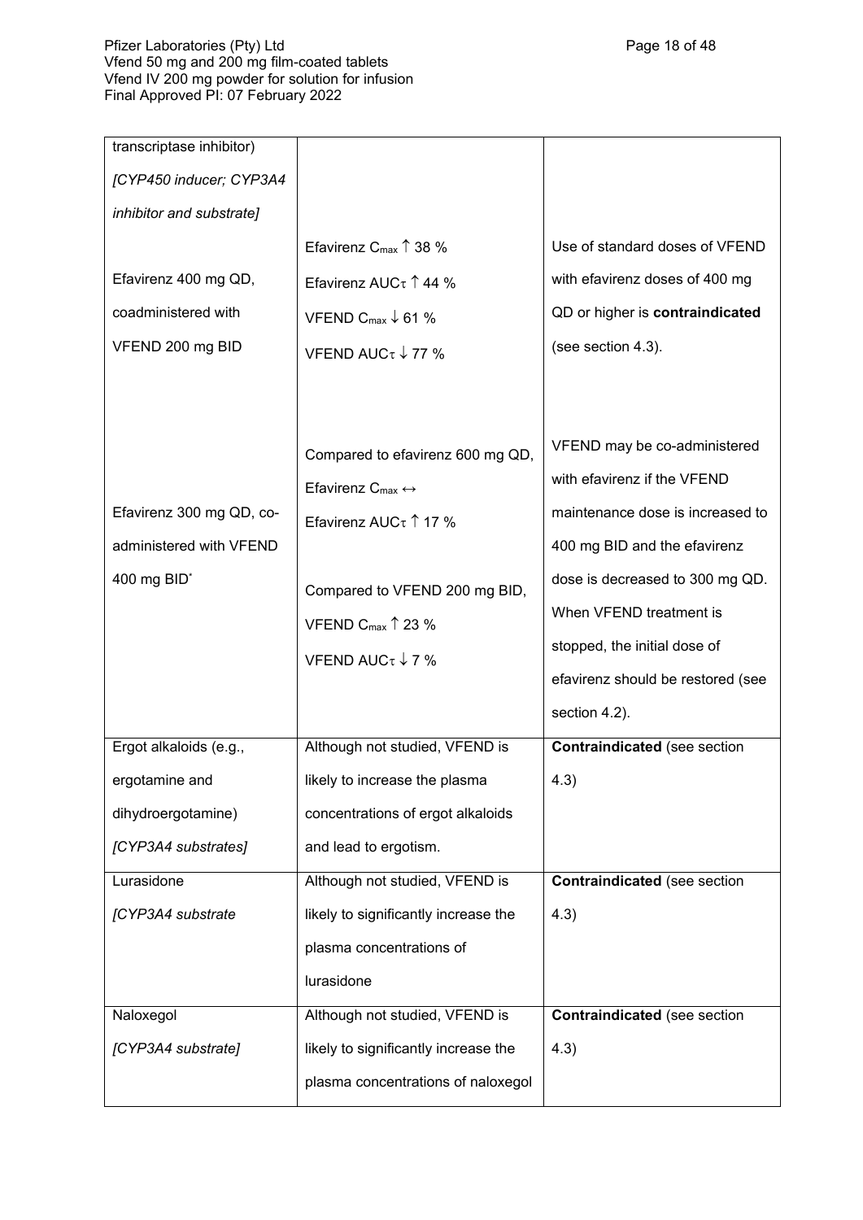| | | |
|---|---|---|
| transcriptase inhibitor)<br>*[CYP450 inducer; CYP3A4 inhibitor and substrate]* | | |
| Efavirenz 400 mg QD, coadministered with VFEND 200 mg BID | Efavirenz $C_{max}$ ↑ 38 %<br>Efavirenz $AUC_{\tau}$ ↑ 44 %<br>VFEND $C_{max}$ ↓ 61 %<br>VFEND $AUC_{\tau}$ ↓ 77 % | Use of standard doses of VFEND with efavirenz doses of 400 mg QD or higher is **contraindicated** (see section 4.3). |
| Efavirenz 300 mg QD, co-administered with VFEND 400 mg BID* | Compared to efavirenz 600 mg QD,<br>Efavirenz $C_{max}$ ↔<br>Efavirenz $AUC_{\tau}$ ↑ 17 %<br><br>Compared to VFEND 200 mg BID,<br>VFEND $C_{max}$ ↑ 23 %<br>VFEND $AUC_{\tau}$ ↓ 7 % | VFEND may be co-administered with efavirenz if the VFEND maintenance dose is increased to 400 mg BID and the efavirenz dose is decreased to 300 mg QD. When VFEND treatment is stopped, the initial dose of efavirenz should be restored (see section 4.2). |
| Ergot alkaloids (e.g., ergotamine and dihydroergotamine)<br>*[CYP3A4 substrates]* | Although not studied, VFEND is likely to increase the plasma concentrations of ergot alkaloids and lead to ergotism. | **Contraindicated** (see section 4.3) |
| Lurasidone<br>*[CYP3A4 substrate* | Although not studied, VFEND is likely to significantly increase the plasma concentrations of lurasidone | **Contraindicated** (see section 4.3) |
| Naloxegol<br>*[CYP3A4 substrate]* | Although not studied, VFEND is likely to significantly increase the plasma concentrations of naloxegol | **Contraindicated** (see section 4.3) |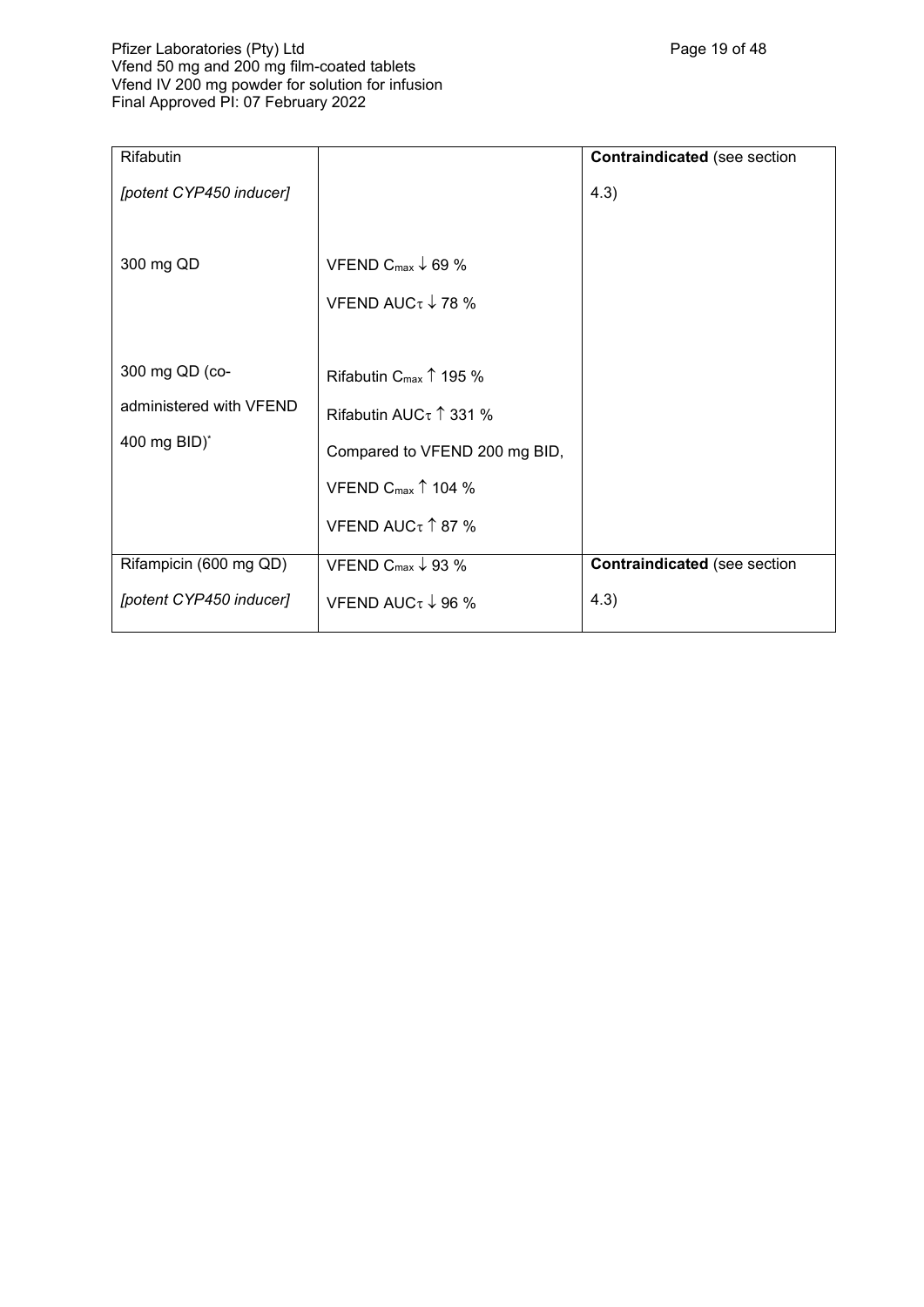| | | |
|---|---|---|
| Rifabutin<br><br>*[potent CYP450 inducer]*<br><br>300 mg QD<br><br>300 mg QD (co-administered with VFEND 400 mg BID)* | <br><br><br><br>VFEND $C_{max}$ ↓ 69 %<br>VFEND $AUC_\tau$ ↓ 78 %<br><br>Rifabutin $C_{max}$ ↑ 195 %<br>Rifabutin $AUC_\tau$ ↑ 331 %<br>Compared to VFEND 200 mg BID,<br>VFEND $C_{max}$ ↑ 104 %<br>VFEND $AUC_\tau$ ↑ 87 % | **Contraindicated** (see section 4.3) |
| Rifampicin (600 mg QD)<br>*[potent CYP450 inducer]* | VFEND $C_{max}$ ↓ 93 %<br>VFEND $AUC_\tau$ ↓ 96 % | **Contraindicated** (see section 4.3) |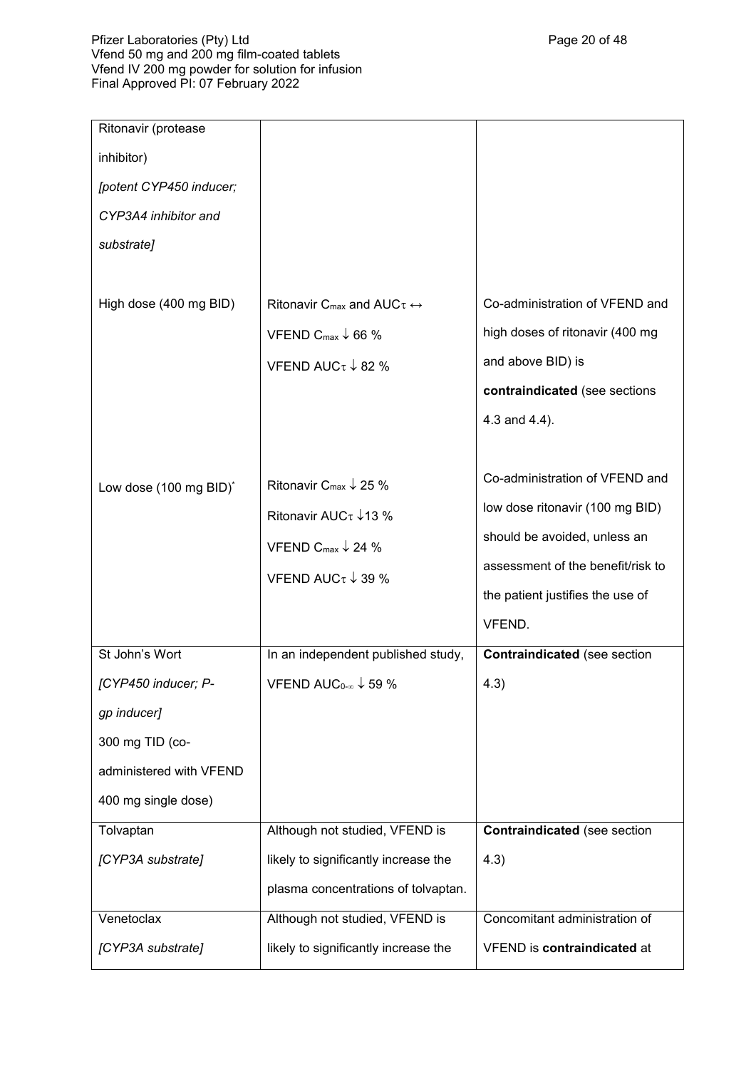| | | |
|---|---|---|
| Ritonavir (protease inhibitor) *[potent CYP450 inducer; CYP3A4 inhibitor and substrate]* | | |
| High dose (400 mg BID) | Ritonavir $C_{max}$ and $AUC_{\tau}$ ↔<br>VFEND $C_{max}$ ↓ 66 %<br>VFEND $AUC_{\tau}$ ↓ 82 % | Co-administration of VFEND and high doses of ritonavir (400 mg and above BID) is **contraindicated** (see sections 4.3 and 4.4). |
| Low dose (100 mg BID)* | Ritonavir $C_{max}$ ↓ 25 %<br>Ritonavir $AUC_{\tau}$ ↓13 %<br>VFEND $C_{max}$ ↓ 24 %<br>VFEND $AUC_{\tau}$ ↓ 39 % | Co-administration of VFEND and low dose ritonavir (100 mg BID) should be avoided, unless an assessment of the benefit/risk to the patient justifies the use of VFEND. |
| St John's Wort *[CYP450 inducer; P-gp inducer]* 300 mg TID (co-administered with VFEND 400 mg single dose) | In an independent published study, VFEND $AUC_{0-\infty}$ ↓ 59 % | **Contraindicated** (see section 4.3) |
| Tolvaptan *[CYP3A substrate]* | Although not studied, VFEND is likely to significantly increase the plasma concentrations of tolvaptan. | **Contraindicated** (see section 4.3) |
| Venetoclax *[CYP3A substrate]* | Although not studied, VFEND is likely to significantly increase the | Concomitant administration of VFEND is **contraindicated** at |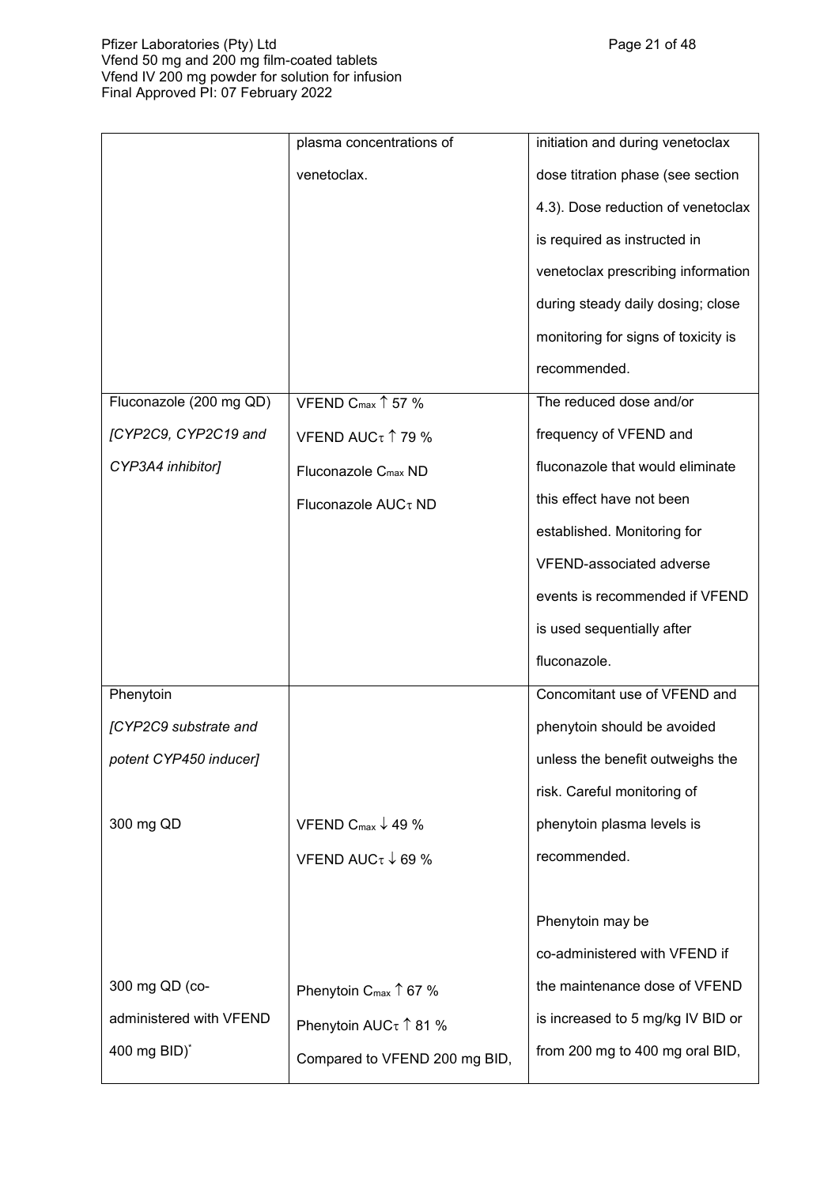| | | |
|---|---|---|
| | plasma concentrations of venetoclax. | initiation and during venetoclax dose titration phase (see section 4.3). Dose reduction of venetoclax is required as instructed in venetoclax prescribing information during steady daily dosing; close monitoring for signs of toxicity is recommended. |
| Fluconazole (200 mg QD) *[CYP2C9, CYP2C19 and CYP3A4 inhibitor]* | VFEND $C_{max}$ ↑ 57 %<br>VFEND $AUC_{\tau}$ ↑ 79 %<br>Fluconazole $C_{max}$ ND<br>Fluconazole $AUC_{\tau}$ ND | The reduced dose and/or frequency of VFEND and fluconazole that would eliminate this effect have not been established. Monitoring for VFEND-associated adverse events is recommended if VFEND is used sequentially after fluconazole. |
| Phenytoin *[CYP2C9 substrate and potent CYP450 inducer]*<br><br>300 mg QD<br><br>300 mg QD (co-administered with VFEND 400 mg BID)* | <br><br><br>VFEND $C_{max}$ ↓ 49 %<br>VFEND $AUC_{\tau}$ ↓ 69 %<br><br>Phenytoin $C_{max}$ ↑ 67 %<br>Phenytoin $AUC_{\tau}$ ↑ 81 %<br>Compared to VFEND 200 mg BID, | Concomitant use of VFEND and phenytoin should be avoided unless the benefit outweighs the risk. Careful monitoring of phenytoin plasma levels is recommended.<br><br>Phenytoin may be co-administered with VFEND if the maintenance dose of VFEND is increased to 5 mg/kg IV BID or from 200 mg to 400 mg oral BID, |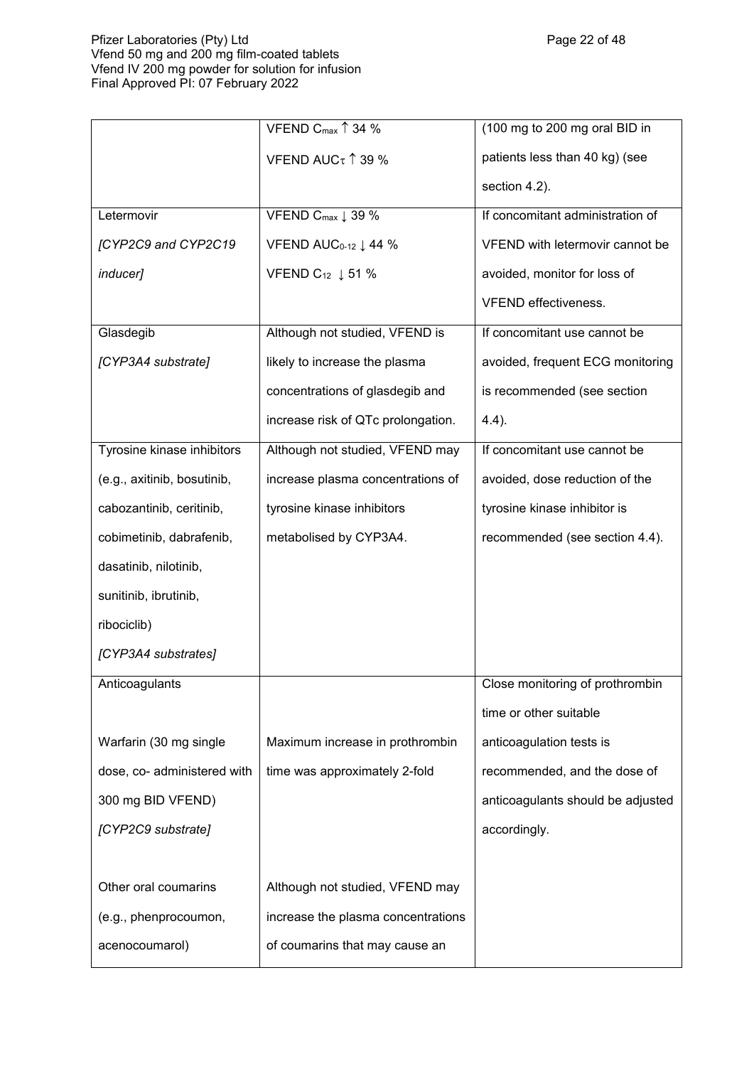| | | |
|---|---|---|
| | VFEND $C_{max}$ ↑ 34 %<br>VFEND $AUC_{\tau}$ ↑ 39 % | (100 mg to 200 mg oral BID in patients less than 40 kg) (see section 4.2). |
| Letermovir<br>*[CYP2C9 and CYP2C19 inducer]* | VFEND $C_{max}$ ↓ 39 %<br>VFEND $AUC_{0-12}$ ↓ 44 %<br>VFEND $C_{12}$ ↓ 51 % | If concomitant administration of VFEND with letermovir cannot be avoided, monitor for loss of VFEND effectiveness. |
| Glasdegib<br>*[CYP3A4 substrate]* | Although not studied, VFEND is likely to increase the plasma concentrations of glasdegib and increase risk of QTc prolongation. | If concomitant use cannot be avoided, frequent ECG monitoring is recommended (see section 4.4). |
| Tyrosine kinase inhibitors (e.g., axitinib, bosutinib, cabozantinib, ceritinib, cobimetinib, dabrafenib, dasatinib, nilotinib, sunitinib, ibrutinib, ribociclib)<br>*[CYP3A4 substrates]* | Although not studied, VFEND may increase plasma concentrations of tyrosine kinase inhibitors metabolised by CYP3A4. | If concomitant use cannot be avoided, dose reduction of the tyrosine kinase inhibitor is recommended (see section 4.4). |
| Anticoagulants<br><br>Warfarin (30 mg single dose, co- administered with 300 mg BID VFEND)<br>*[CYP2C9 substrate]*<br><br>Other oral coumarins (e.g., phenprocoumon, acenocoumarol) | <br><br>Maximum increase in prothrombin time was approximately 2-fold<br><br><br><br>Although not studied, VFEND may increase the plasma concentrations of coumarins that may cause an | Close monitoring of prothrombin time or other suitable anticoagulation tests is recommended, and the dose of anticoagulants should be adjusted accordingly. |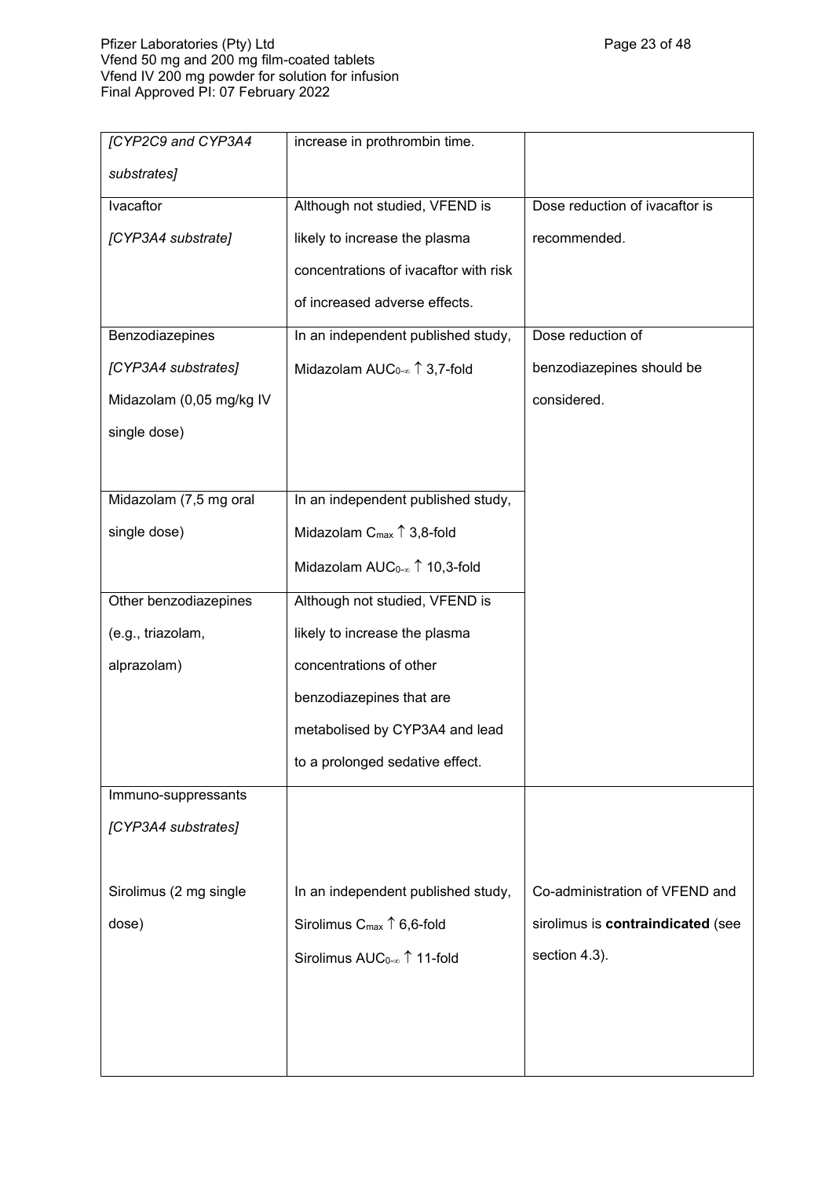| | | |
|---|---|---|
| *[CYP2C9 and CYP3A4 substrates]* | increase in prothrombin time. | |
| Ivacaftor<br>*[CYP3A4 substrate]* | Although not studied, VFEND is likely to increase the plasma concentrations of ivacaftor with risk of increased adverse effects. | Dose reduction of ivacaftor is recommended. |
| Benzodiazepines<br>*[CYP3A4 substrates]*<br>Midazolam (0,05 mg/kg IV single dose) | In an independent published study,<br>Midazolam $AUC_{0-\infty}$ ↑ 3,7-fold | Dose reduction of benzodiazepines should be considered. |
| Midazolam (7,5 mg oral single dose) | In an independent published study,<br>Midazolam $C_{max}$ ↑ 3,8-fold<br>Midazolam $AUC_{0-\infty}$ ↑ 10,3-fold | |
| Other benzodiazepines (e.g., triazolam, alprazolam) | Although not studied, VFEND is likely to increase the plasma concentrations of other benzodiazepines that are metabolised by CYP3A4 and lead to a prolonged sedative effect. | |
| Immuno-suppressants<br>*[CYP3A4 substrates]*<br><br>Sirolimus (2 mg single dose) | <br><br><br>In an independent published study,<br>Sirolimus $C_{max}$ ↑ 6,6-fold<br>Sirolimus $AUC_{0-\infty}$ ↑ 11-fold | <br><br><br>Co-administration of VFEND and sirolimus is **contraindicated** (see section 4.3). |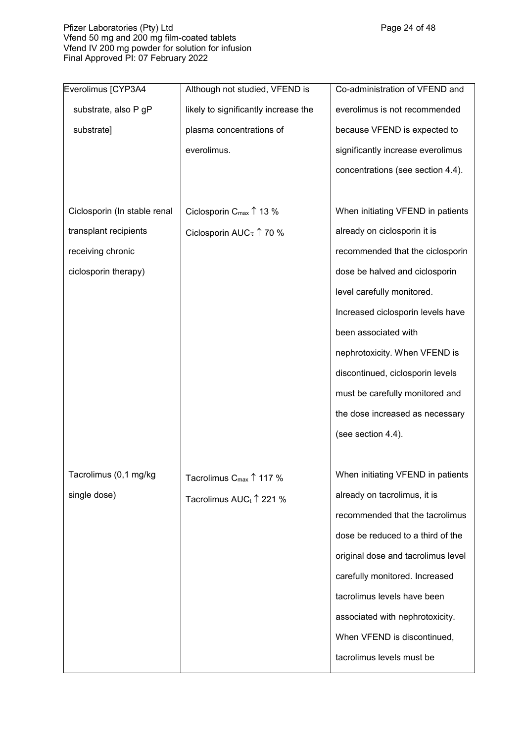| | | |
|---|---|---|
| Everolimus [CYP3A4 substrate, also P gP substrate] | Although not studied, VFEND is likely to significantly increase the plasma concentrations of everolimus. | Co-administration of VFEND and everolimus is not recommended because VFEND is expected to significantly increase everolimus concentrations (see section 4.4). |
| Ciclosporin (In stable renal transplant recipients receiving chronic ciclosporin therapy) | Ciclosporin $C_{max}$ ↑ 13 %<br>Ciclosporin $AUC_{\tau}$ ↑ 70 % | When initiating VFEND in patients already on ciclosporin it is recommended that the ciclosporin dose be halved and ciclosporin level carefully monitored. Increased ciclosporin levels have been associated with nephrotoxicity. When VFEND is discontinued, ciclosporin levels must be carefully monitored and the dose increased as necessary (see section 4.4). |
| Tacrolimus (0,1 mg/kg single dose) | Tacrolimus $C_{max}$ ↑ 117 %<br>Tacrolimus $AUC_{t}$ ↑ 221 % | When initiating VFEND in patients already on tacrolimus, it is recommended that the tacrolimus dose be reduced to a third of the original dose and tacrolimus level carefully monitored. Increased tacrolimus levels have been associated with nephrotoxicity. When VFEND is discontinued, tacrolimus levels must be |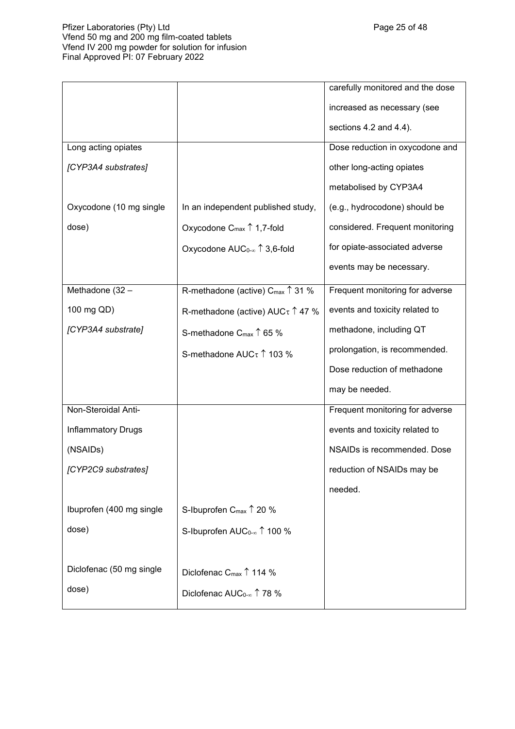|  |  | carefully monitored and the dose increased as necessary (see sections 4.2 and 4.4). |
| --- | --- | --- |
| Long acting opiates<br>*[CYP3A4 substrates]*<br><br>Oxycodone (10 mg single dose) | <br><br><br>In an independent published study,<br>Oxycodone $C_{max}$ ↑ 1,7-fold<br>Oxycodone $AUC_{0-\infty}$ ↑ 3,6-fold | Dose reduction in oxycodone and other long-acting opiates metabolised by CYP3A4 (e.g., hydrocodone) should be considered. Frequent monitoring for opiate-associated adverse events may be necessary. |
| Methadone (32 – 100 mg QD)<br>*[CYP3A4 substrate]* | R-methadone (active) $C_{max}$ ↑ 31 %<br>R-methadone (active) $AUC_{\tau}$ ↑ 47 %<br>S-methadone $C_{max}$ ↑ 65 %<br>S-methadone $AUC_{\tau}$ ↑ 103 % | Frequent monitoring for adverse events and toxicity related to methadone, including QT prolongation, is recommended. Dose reduction of methadone may be needed. |
| Non-Steroidal Anti-Inflammatory Drugs (NSAIDs)<br>*[CYP2C9 substrates]*<br><br>Ibuprofen (400 mg single dose)<br><br>Diclofenac (50 mg single dose) | <br><br><br><br>S-Ibuprofen $C_{max}$ ↑ 20 %<br>S-Ibuprofen $AUC_{0-\infty}$ ↑ 100 %<br><br>Diclofenac $C_{max}$ ↑ 114 %<br>Diclofenac $AUC_{0-\infty}$ ↑ 78 % | Frequent monitoring for adverse events and toxicity related to NSAIDs is recommended. Dose reduction of NSAIDs may be needed. |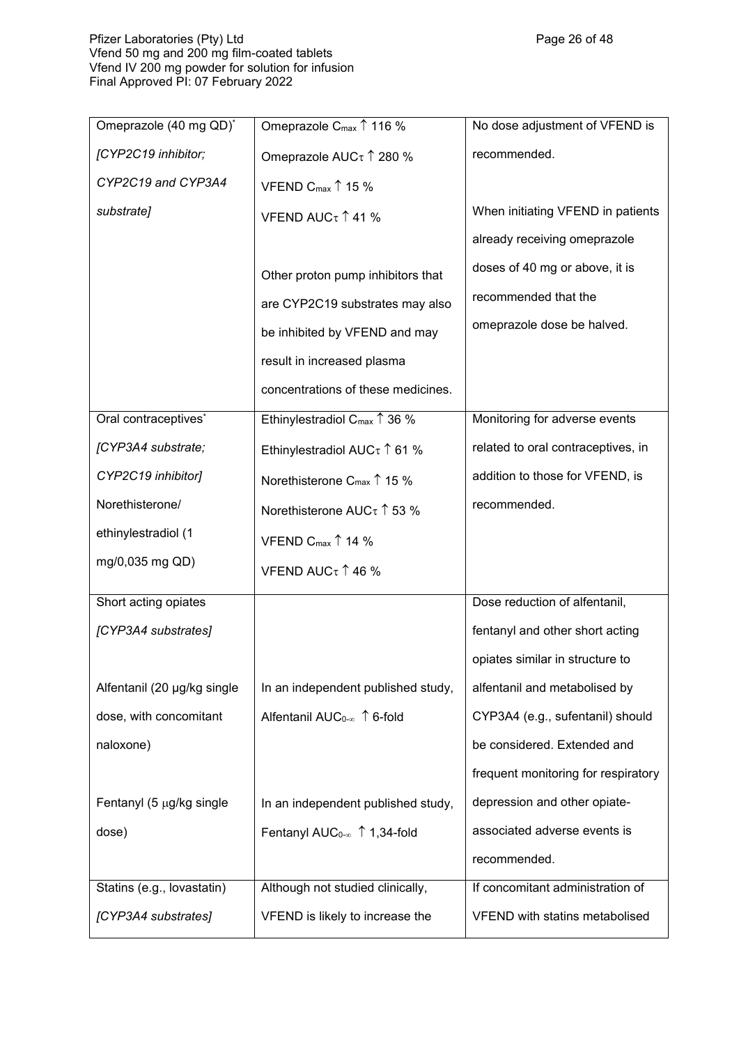| | | |
|---|---|---|
| Omeprazole (40 mg QD)* *[CYP2C19 inhibitor; CYP2C19 and CYP3A4 substrate]* | Omeprazole $C_{max}$ ↑ 116 % Omeprazole $AUC_{\tau}$ ↑ 280 % VFEND $C_{max}$ ↑ 15 % VFEND $AUC_{\tau}$ ↑ 41 % Other proton pump inhibitors that are CYP2C19 substrates may also be inhibited by VFEND and may result in increased plasma concentrations of these medicines. | No dose adjustment of VFEND is recommended. When initiating VFEND in patients already receiving omeprazole doses of 40 mg or above, it is recommended that the omeprazole dose be halved. |
| Oral contraceptives* *[CYP3A4 substrate; CYP2C19 inhibitor]* Norethisterone/ ethinylestradiol (1 mg/0,035 mg QD) | Ethinylestradiol $C_{max}$ ↑ 36 % Ethinylestradiol $AUC_{\tau}$ ↑ 61 % Norethisterone $C_{max}$ ↑ 15 % Norethisterone $AUC_{\tau}$ ↑ 53 % VFEND $C_{max}$ ↑ 14 % VFEND $AUC_{\tau}$ ↑ 46 % | Monitoring for adverse events related to oral contraceptives, in addition to those for VFEND, is recommended. |
| Short acting opiates *[CYP3A4 substrates]* Alfentanil (20 µg/kg single dose, with concomitant naloxone) Fentanyl (5 µg/kg single dose) | In an independent published study, Alfentanil $AUC_{0-\infty}$ ↑ 6-fold In an independent published study, Fentanyl $AUC_{0-\infty}$ ↑ 1,34-fold | Dose reduction of alfentanil, fentanyl and other short acting opiates similar in structure to alfentanil and metabolised by CYP3A4 (e.g., sufentanil) should be considered. Extended and frequent monitoring for respiratory depression and other opiate-associated adverse events is recommended. |
| Statins (e.g., lovastatin) *[CYP3A4 substrates]* | Although not studied clinically, VFEND is likely to increase the | If concomitant administration of VFEND with statins metabolised |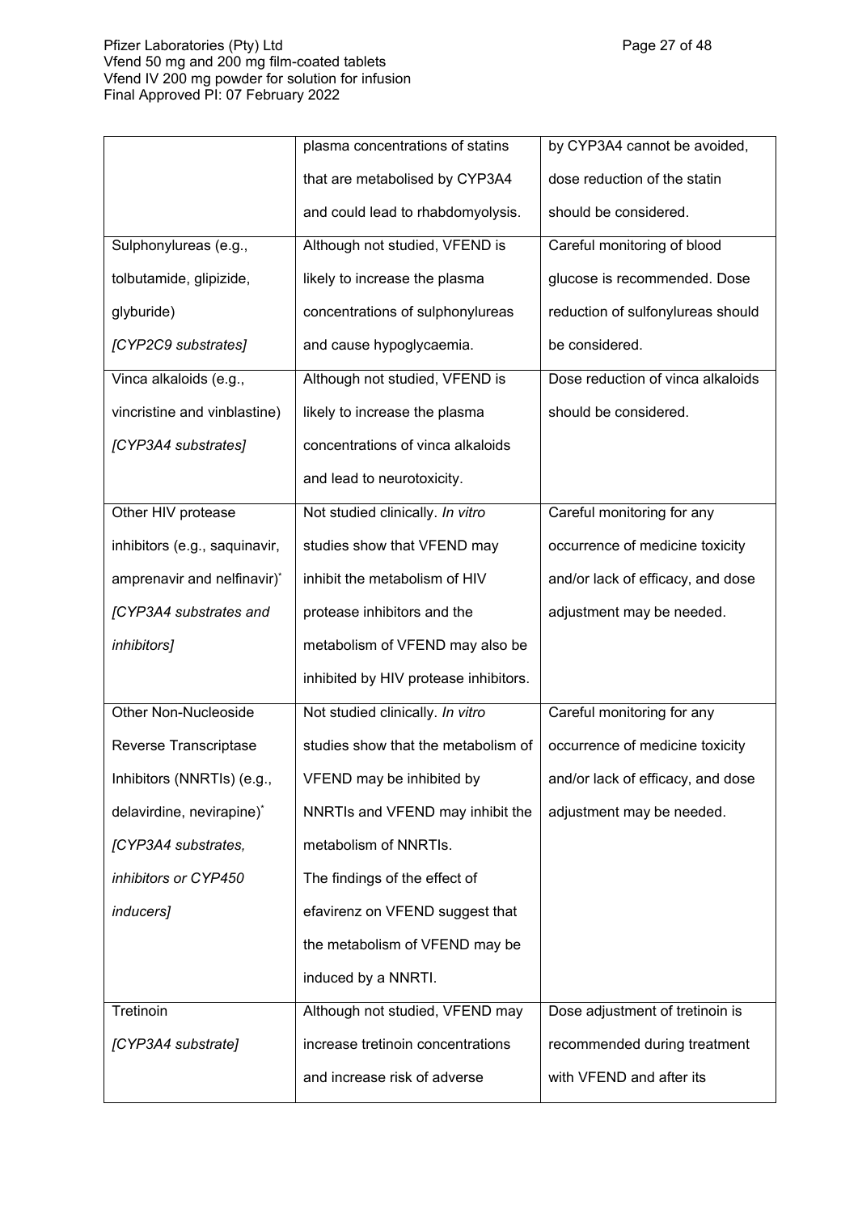| | | |
|---|---|---|
| | plasma concentrations of statins that are metabolised by CYP3A4 and could lead to rhabdomyolysis. | by CYP3A4 cannot be avoided, dose reduction of the statin should be considered. |
| Sulphonylureas (e.g., tolbutamide, glipizide, glyburide) *[CYP2C9 substrates]* | Although not studied, VFEND is likely to increase the plasma concentrations of sulphonylureas and cause hypoglycaemia. | Careful monitoring of blood glucose is recommended. Dose reduction of sulfonylureas should be considered. |
| Vinca alkaloids (e.g., vincristine and vinblastine) *[CYP3A4 substrates]* | Although not studied, VFEND is likely to increase the plasma concentrations of vinca alkaloids and lead to neurotoxicity. | Dose reduction of vinca alkaloids should be considered. |
| Other HIV protease inhibitors (e.g., saquinavir, amprenavir and nelfinavir)* *[CYP3A4 substrates and inhibitors]* | Not studied clinically. *In vitro* studies show that VFEND may inhibit the metabolism of HIV protease inhibitors and the metabolism of VFEND may also be inhibited by HIV protease inhibitors. | Careful monitoring for any occurrence of medicine toxicity and/or lack of efficacy, and dose adjustment may be needed. |
| Other Non-Nucleoside Reverse Transcriptase Inhibitors (NNRTIs) (e.g., delavirdine, nevirapine)* *[CYP3A4 substrates, inhibitors or CYP450 inducers]* | Not studied clinically. *In vitro* studies show that the metabolism of VFEND may be inhibited by NNRTIs and VFEND may inhibit the metabolism of NNRTIs. The findings of the effect of efavirenz on VFEND suggest that the metabolism of VFEND may be induced by a NNRTI. | Careful monitoring for any occurrence of medicine toxicity and/or lack of efficacy, and dose adjustment may be needed. |
| Tretinoin *[CYP3A4 substrate]* | Although not studied, VFEND may increase tretinoin concentrations and increase risk of adverse | Dose adjustment of tretinoin is recommended during treatment with VFEND and after its |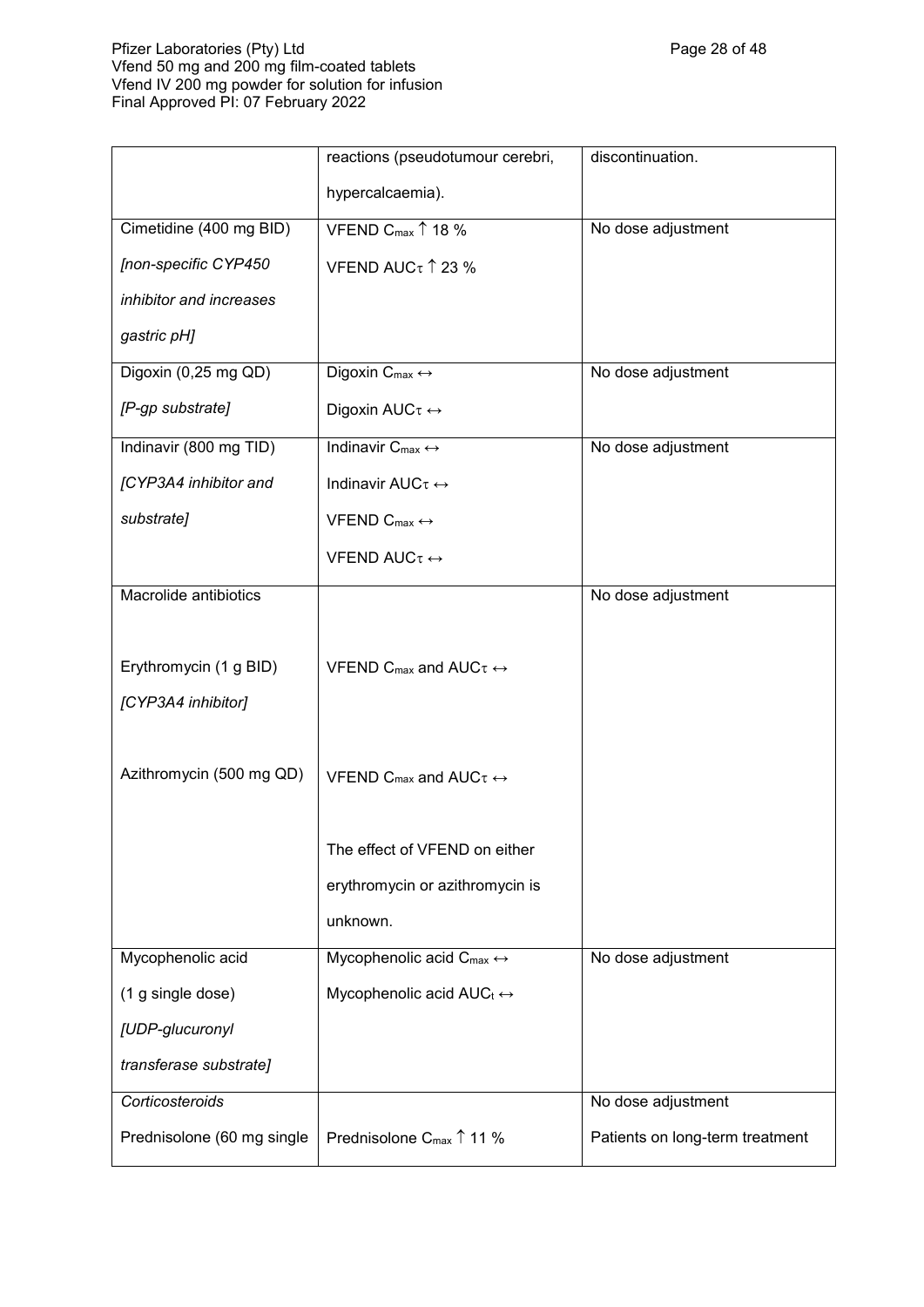| | | |
|---|---|---|
| | reactions (pseudotumour cerebri, hypercalcaemia). | discontinuation. |
| Cimetidine (400 mg BID) *[non-specific CYP450 inhibitor and increases gastric pH]* | VFEND $C_{max}$ ↑ 18 % VFEND $AUC_{\tau}$ ↑ 23 % | No dose adjustment |
| Digoxin (0,25 mg QD) *[P-gp substrate]* | Digoxin $C_{max}$ ↔ Digoxin $AUC_{\tau}$ ↔ | No dose adjustment |
| Indinavir (800 mg TID) *[CYP3A4 inhibitor and substrate]* | Indinavir $C_{max}$ ↔ Indinavir $AUC_{\tau}$ ↔ VFEND $C_{max}$ ↔ VFEND $AUC_{\tau}$ ↔ | No dose adjustment |
| Macrolide antibiotics<br><br>Erythromycin (1 g BID) *[CYP3A4 inhibitor]*<br><br>Azithromycin (500 mg QD) | <br><br>VFEND $C_{max}$ and $AUC_{\tau}$ ↔<br><br>VFEND $C_{max}$ and $AUC_{\tau}$ ↔<br><br>The effect of VFEND on either erythromycin or azithromycin is unknown. | No dose adjustment |
| Mycophenolic acid (1 g single dose) *[UDP-glucuronyl transferase substrate]* | Mycophenolic acid $C_{max}$ ↔ Mycophenolic acid $AUC_{t}$ ↔ | No dose adjustment |
| *Corticosteroids* Prednisolone (60 mg single | Prednisolone $C_{max}$ ↑ 11 % | No dose adjustment Patients on long-term treatment |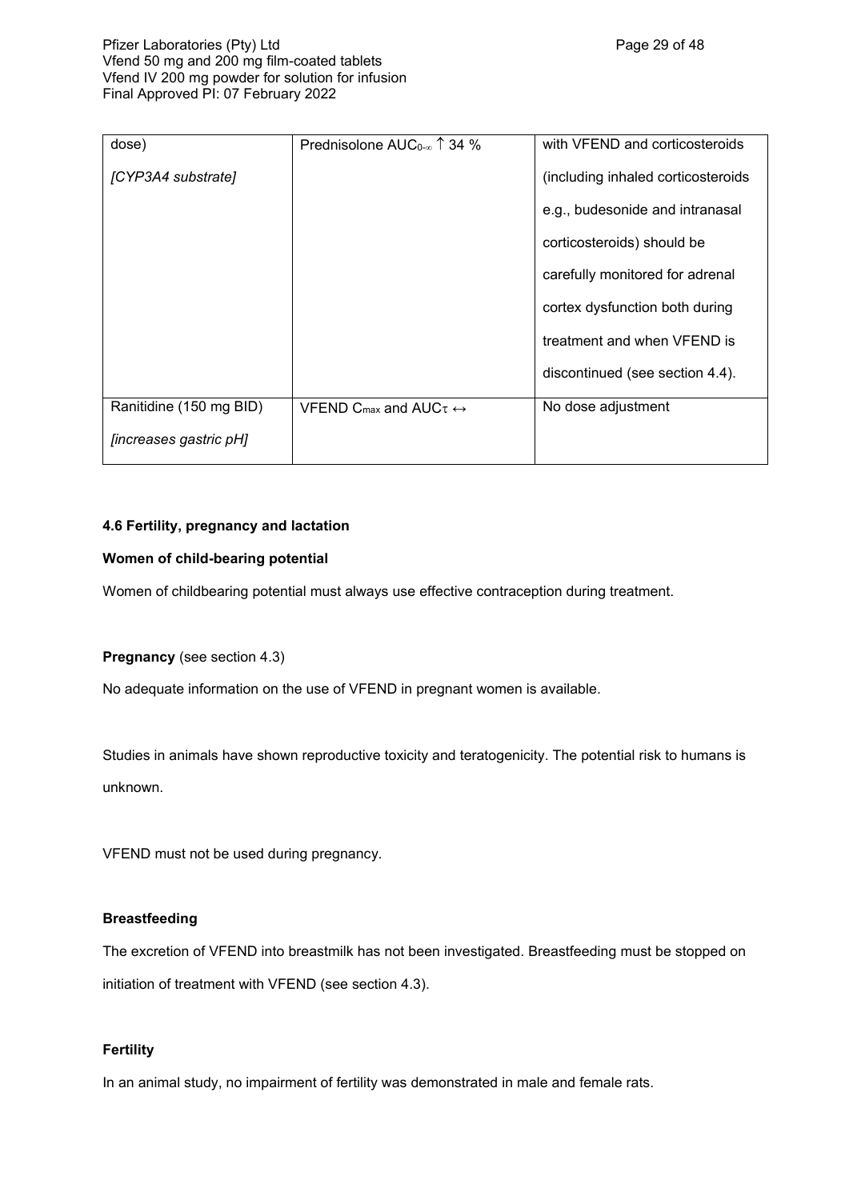| | | |
|---|---|---|
| dose)<br><br>*[CYP3A4 substrate]* | Prednisolone $AUC_{0-\infty}$ ↑ 34 % | with VFEND and corticosteroids (including inhaled corticosteroids e.g., budesonide and intranasal corticosteroids) should be carefully monitored for adrenal cortex dysfunction both during treatment and when VFEND is discontinued (see section 4.4). |
| Ranitidine (150 mg BID)<br><br>*[increases gastric pH]* | VFEND $C_{max}$ and $AUC_{\tau}$ ↔ | No dose adjustment |

**4.6 Fertility, pregnancy and lactation**

**Women of child-bearing potential**

Women of childbearing potential must always use effective contraception during treatment.

**Pregnancy** (see section 4.3)

No adequate information on the use of VFEND in pregnant women is available.

Studies in animals have shown reproductive toxicity and teratogenicity. The potential risk to humans is unknown.

VFEND must not be used during pregnancy.

**Breastfeeding**

The excretion of VFEND into breastmilk has not been investigated. Breastfeeding must be stopped on initiation of treatment with VFEND (see section 4.3).

**Fertility**

In an animal study, no impairment of fertility was demonstrated in male and female rats.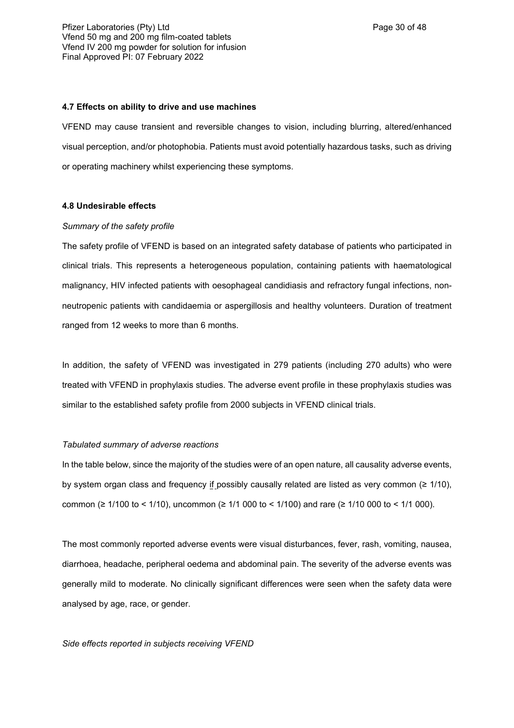#### 4.7 Effects on ability to drive and use machines

VFEND may cause transient and reversible changes to vision, including blurring, altered/enhanced visual perception, and/or photophobia. Patients must avoid potentially hazardous tasks, such as driving or operating machinery whilst experiencing these symptoms.

#### 4.8 Undesirable effects

*Summary of the safety profile*

The safety profile of VFEND is based on an integrated safety database of patients who participated in clinical trials. This represents a heterogeneous population, containing patients with haematological malignancy, HIV infected patients with oesophageal candidiasis and refractory fungal infections, non-neutropenic patients with candidaemia or aspergillosis and healthy volunteers. Duration of treatment ranged from 12 weeks to more than 6 months.

In addition, the safety of VFEND was investigated in 279 patients (including 270 adults) who were treated with VFEND in prophylaxis studies. The adverse event profile in these prophylaxis studies was similar to the established safety profile from 2000 subjects in VFEND clinical trials.

*Tabulated summary of adverse reactions*

In the table below, since the majority of the studies were of an open nature, all causality adverse events, by system organ class and frequency if possibly causally related are listed as very common (≥ 1/10), common (≥ 1/100 to < 1/10), uncommon (≥ 1/1 000 to < 1/100) and rare (≥ 1/10 000 to < 1/1 000).

The most commonly reported adverse events were visual disturbances, fever, rash, vomiting, nausea, diarrhoea, headache, peripheral oedema and abdominal pain. The severity of the adverse events was generally mild to moderate. No clinically significant differences were seen when the safety data were analysed by age, race, or gender.

*Side effects reported in subjects receiving VFEND*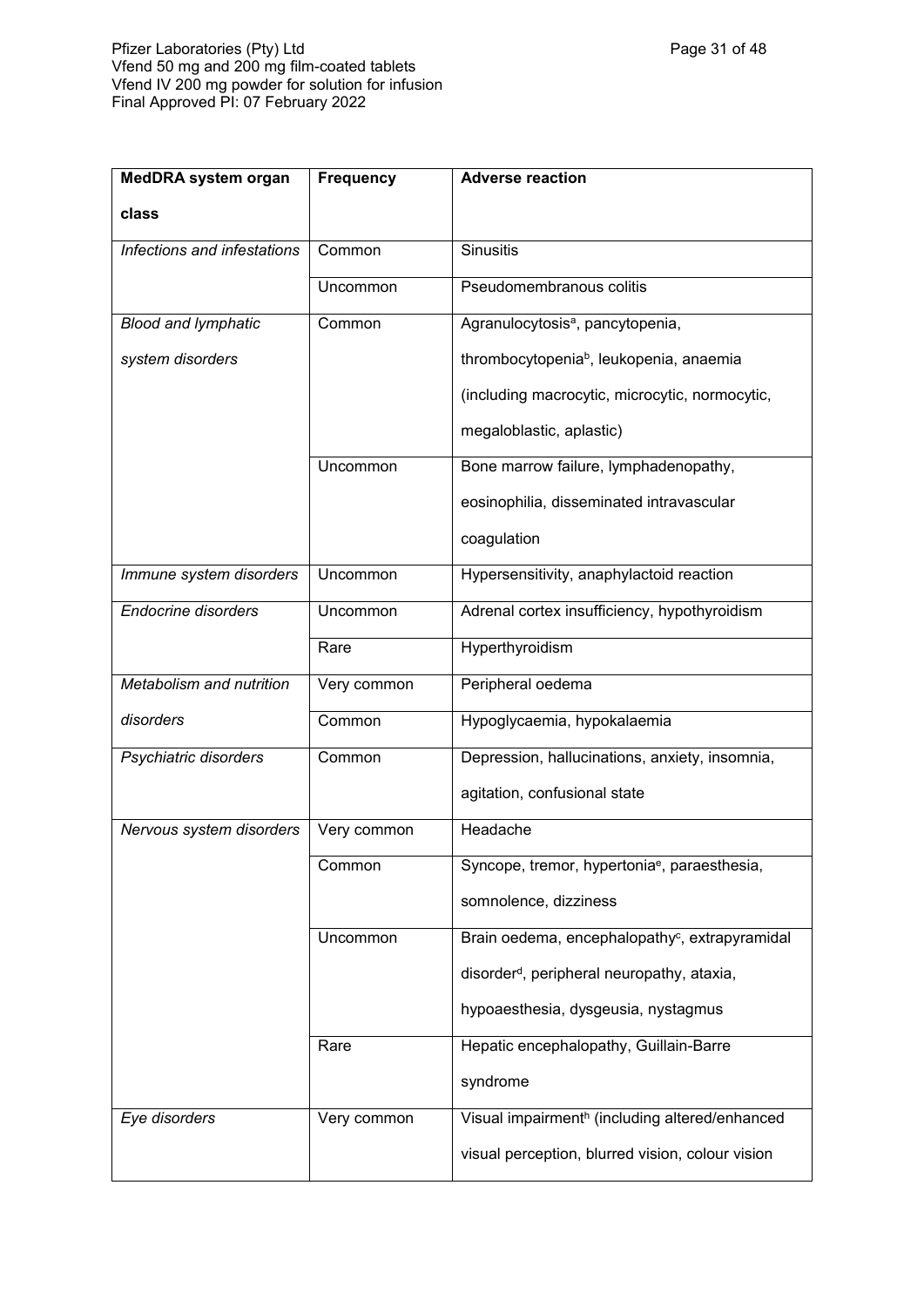| MedDRA system organ class | Frequency | Adverse reaction |
|---|---|---|
| *Infections and infestations* | Common | Sinusitis |
| | Uncommon | Pseudomembranous colitis |
| *Blood and lymphatic system disorders* | Common | Agranulocytosis[a], pancytopenia, thrombocytopenia[b], leukopenia, anaemia (including macrocytic, microcytic, normocytic, megaloblastic, aplastic) |
| | Uncommon | Bone marrow failure, lymphadenopathy, eosinophilia, disseminated intravascular coagulation |
| *Immune system disorders* | Uncommon | Hypersensitivity, anaphylactoid reaction |
| *Endocrine disorders* | Uncommon | Adrenal cortex insufficiency, hypothyroidism |
| | Rare | Hyperthyroidism |
| *Metabolism and nutrition disorders* | Very common | Peripheral oedema |
| | Common | Hypoglycaemia, hypokalaemia |
| *Psychiatric disorders* | Common | Depression, hallucinations, anxiety, insomnia, agitation, confusional state |
| *Nervous system disorders* | Very common | Headache |
| | Common | Syncope, tremor, hypertonia[e], paraesthesia, somnolence, dizziness |
| | Uncommon | Brain oedema, encephalopathy[c], extrapyramidal disorder[d], peripheral neuropathy, ataxia, hypoaesthesia, dysgeusia, nystagmus |
| | Rare | Hepatic encephalopathy, Guillain-Barre syndrome |
| *Eye disorders* | Very common | Visual impairment[h] (including altered/enhanced visual perception, blurred vision, colour vision |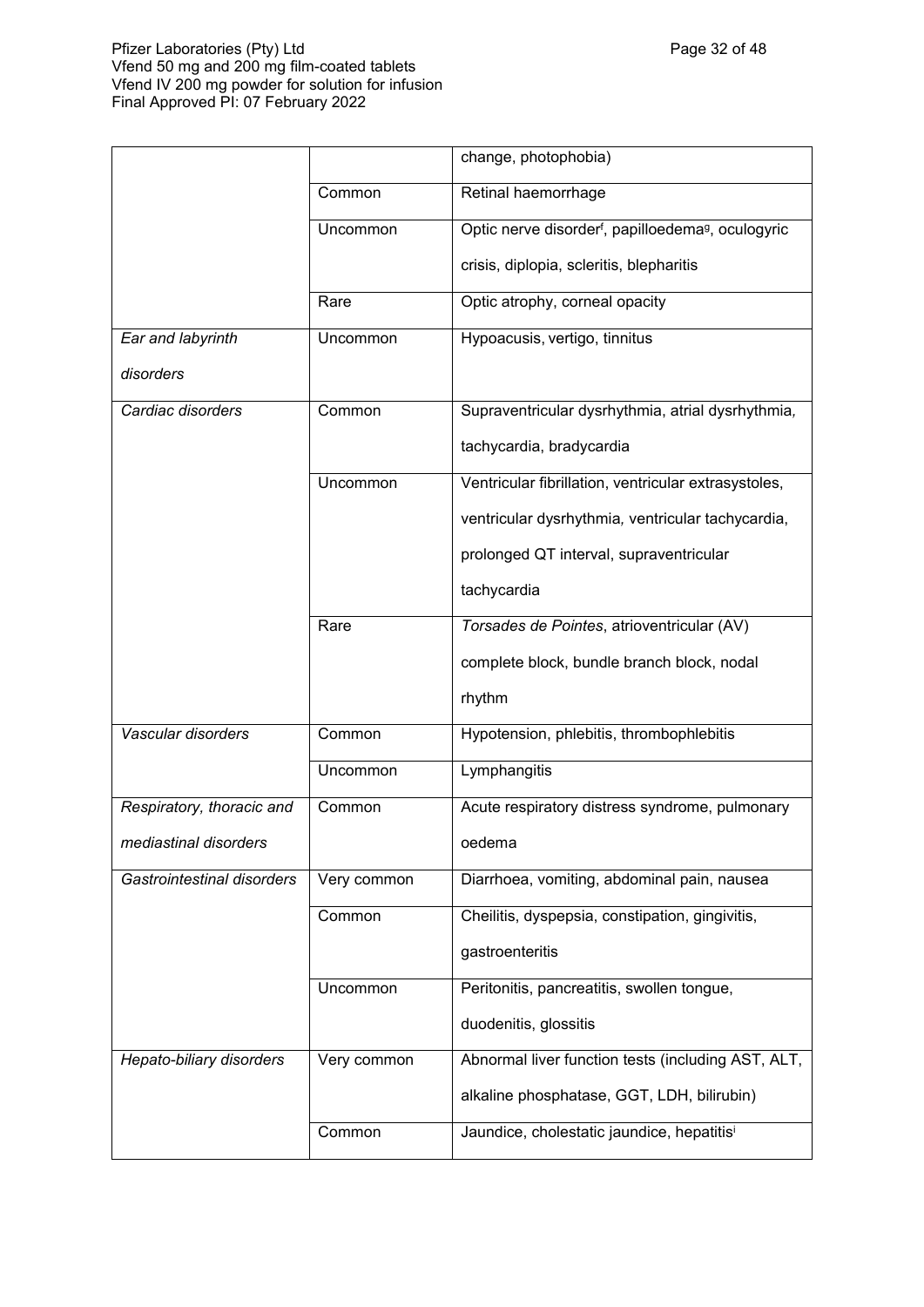| | | change, photophobia) |
|---|---|---|
| | Common | Retinal haemorrhage |
| | Uncommon | Optic nerve disorder[f], papilloedema[g], oculogyric crisis, diplopia, scleritis, blepharitis |
| | Rare | Optic atrophy, corneal opacity |
| *Ear and labyrinth disorders* | Uncommon | Hypoacusis, vertigo, tinnitus |
| *Cardiac disorders* | Common | Supraventricular dysrhythmia, atrial dysrhythmia, tachycardia, bradycardia |
| | Uncommon | Ventricular fibrillation, ventricular extrasystoles, ventricular dysrhythmia, ventricular tachycardia, prolonged QT interval, supraventricular tachycardia |
| | Rare | *Torsades de Pointes*, atrioventricular (AV) complete block, bundle branch block, nodal rhythm |
| *Vascular disorders* | Common | Hypotension, phlebitis, thrombophlebitis |
| | Uncommon | Lymphangitis |
| *Respiratory, thoracic and mediastinal disorders* | Common | Acute respiratory distress syndrome, pulmonary oedema |
| *Gastrointestinal disorders* | Very common | Diarrhoea, vomiting, abdominal pain, nausea |
| | Common | Cheilitis, dyspepsia, constipation, gingivitis, gastroenteritis |
| | Uncommon | Peritonitis, pancreatitis, swollen tongue, duodenitis, glossitis |
| *Hepato-biliary disorders* | Very common | Abnormal liver function tests (including AST, ALT, alkaline phosphatase, GGT, LDH, bilirubin) |
| | Common | Jaundice, cholestatic jaundice, hepatitis[i] |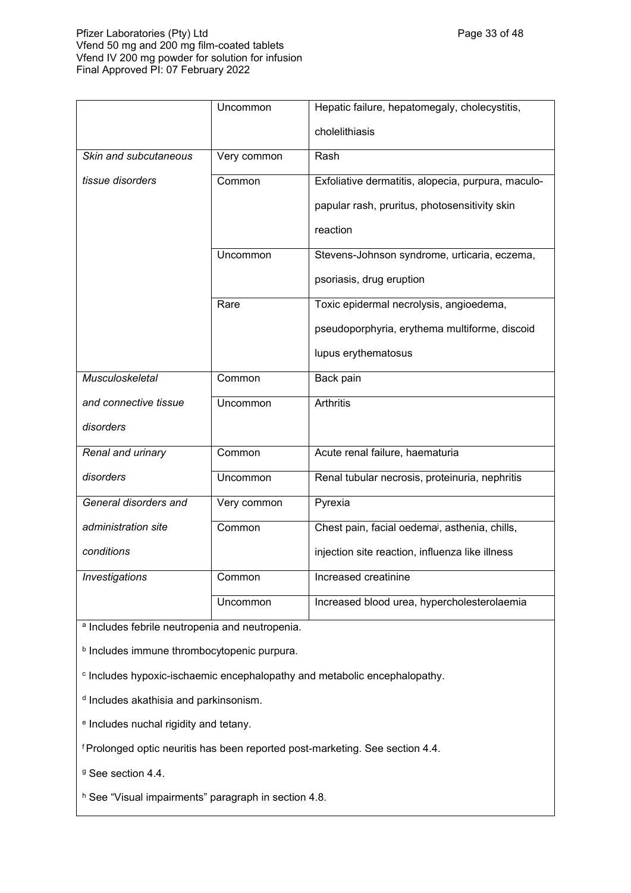| | | |
|---|---|---|
| | Uncommon | Hepatic failure, hepatomegaly, cholecystitis, cholelithiasis |
| *Skin and subcutaneous tissue disorders* | Very common | Rash |
| | Common | Exfoliative dermatitis, alopecia, purpura, maculo-papular rash, pruritus, photosensitivity skin reaction |
| | Uncommon | Stevens-Johnson syndrome, urticaria, eczema, psoriasis, drug eruption |
| | Rare | Toxic epidermal necrolysis, angioedema, pseudoporphyria, erythema multiforme, discoid lupus erythematosus |
| *Musculoskeletal and connective tissue disorders* | Common | Back pain |
| | Uncommon | Arthritis |
| *Renal and urinary disorders* | Common | Acute renal failure, haematuria |
| | Uncommon | Renal tubular necrosis, proteinuria, nephritis |
| *General disorders and administration site conditions* | Very common | Pyrexia |
| | Common | Chest pain, facial oedema[j], asthenia, chills, injection site reaction, influenza like illness |
| *Investigations* | Common | Increased creatinine |
| | Uncommon | Increased blood urea, hypercholesterolaemia |

[a] Includes febrile neutropenia and neutropenia.

[b] Includes immune thrombocytopenic purpura.

[c] Includes hypoxic-ischaemic encephalopathy and metabolic encephalopathy.

[d] Includes akathisia and parkinsonism.

[e] Includes nuchal rigidity and tetany.

[f] Prolonged optic neuritis has been reported post-marketing. See section 4.4.

[g] See section 4.4.

[h] See "Visual impairments" paragraph in section 4.8.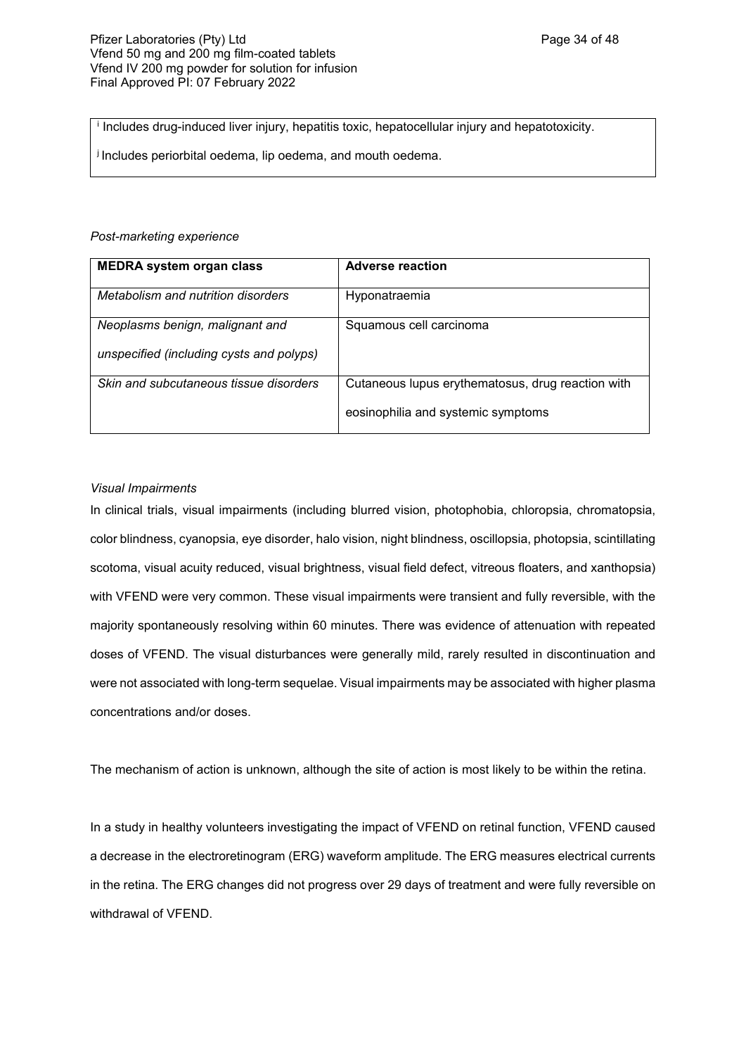[i] Includes drug-induced liver injury, hepatitis toxic, hepatocellular injury and hepatotoxicity.

[j] Includes periorbital oedema, lip oedema, and mouth oedema.

*Post-marketing experience*

| MEDRA system organ class | Adverse reaction |
|---|---|
| *Metabolism and nutrition disorders* | Hyponatraemia |
| *Neoplasms benign, malignant and unspecified (including cysts and polyps)* | Squamous cell carcinoma |
| *Skin and subcutaneous tissue disorders* | Cutaneous lupus erythematosus, drug reaction with eosinophilia and systemic symptoms |

*Visual Impairments*

In clinical trials, visual impairments (including blurred vision, photophobia, chloropsia, chromatopsia, color blindness, cyanopsia, eye disorder, halo vision, night blindness, oscillopsia, photopsia, scintillating scotoma, visual acuity reduced, visual brightness, visual field defect, vitreous floaters, and xanthopsia) with VFEND were very common. These visual impairments were transient and fully reversible, with the majority spontaneously resolving within 60 minutes. There was evidence of attenuation with repeated doses of VFEND. The visual disturbances were generally mild, rarely resulted in discontinuation and were not associated with long-term sequelae. Visual impairments may be associated with higher plasma concentrations and/or doses.

The mechanism of action is unknown, although the site of action is most likely to be within the retina.

In a study in healthy volunteers investigating the impact of VFEND on retinal function, VFEND caused a decrease in the electroretinogram (ERG) waveform amplitude. The ERG measures electrical currents in the retina. The ERG changes did not progress over 29 days of treatment and were fully reversible on withdrawal of VFEND.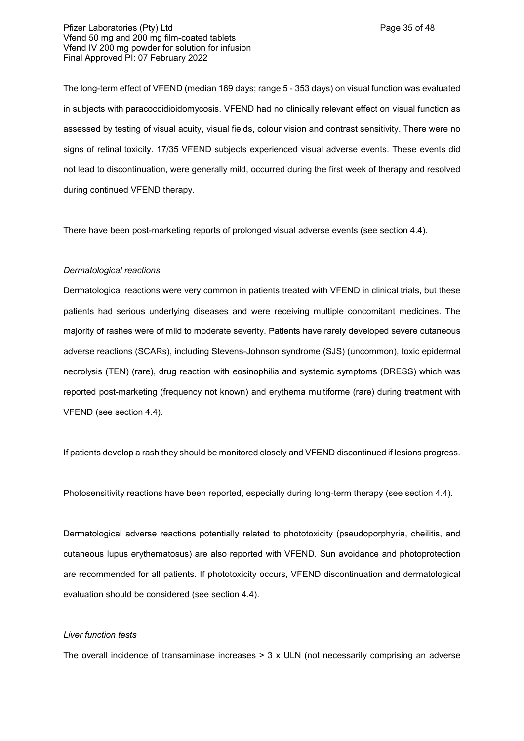The long-term effect of VFEND (median 169 days; range 5 - 353 days) on visual function was evaluated in subjects with paracoccidioidomycosis. VFEND had no clinically relevant effect on visual function as assessed by testing of visual acuity, visual fields, colour vision and contrast sensitivity. There were no signs of retinal toxicity. 17/35 VFEND subjects experienced visual adverse events. These events did not lead to discontinuation, were generally mild, occurred during the first week of therapy and resolved during continued VFEND therapy.

There have been post-marketing reports of prolonged visual adverse events (see section 4.4).

*Dermatological reactions*

Dermatological reactions were very common in patients treated with VFEND in clinical trials, but these patients had serious underlying diseases and were receiving multiple concomitant medicines. The majority of rashes were of mild to moderate severity. Patients have rarely developed severe cutaneous adverse reactions (SCARs), including Stevens-Johnson syndrome (SJS) (uncommon), toxic epidermal necrolysis (TEN) (rare), drug reaction with eosinophilia and systemic symptoms (DRESS) which was reported post-marketing (frequency not known) and erythema multiforme (rare) during treatment with VFEND (see section 4.4).

If patients develop a rash they should be monitored closely and VFEND discontinued if lesions progress.

Photosensitivity reactions have been reported, especially during long-term therapy (see section 4.4).

Dermatological adverse reactions potentially related to phototoxicity (pseudoporphyria, cheilitis, and cutaneous lupus erythematosus) are also reported with VFEND. Sun avoidance and photoprotection are recommended for all patients. If phototoxicity occurs, VFEND discontinuation and dermatological evaluation should be considered (see section 4.4).

*Liver function tests*

The overall incidence of transaminase increases > 3 x ULN (not necessarily comprising an adverse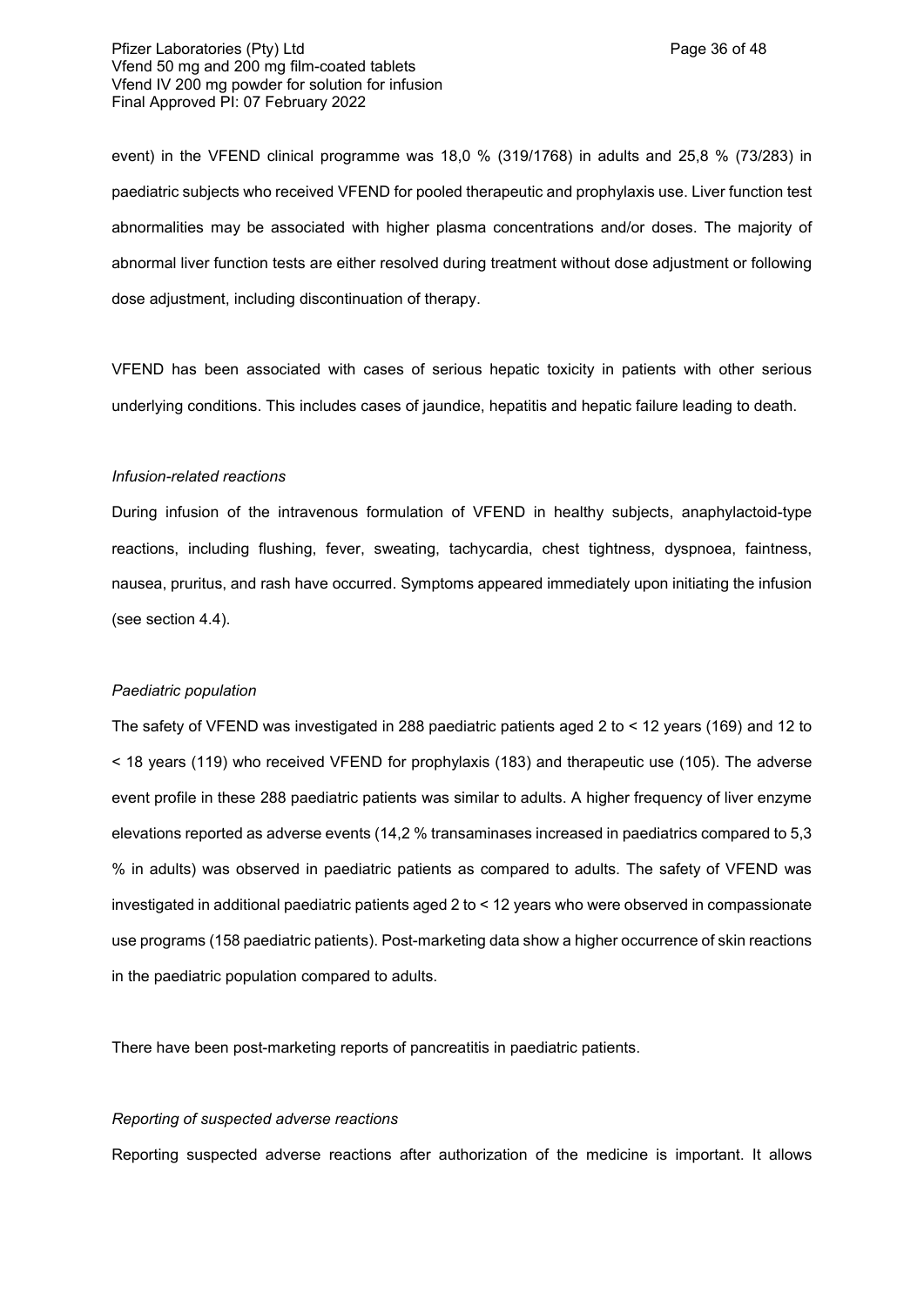event) in the VFEND clinical programme was 18,0 % (319/1768) in adults and 25,8 % (73/283) in paediatric subjects who received VFEND for pooled therapeutic and prophylaxis use. Liver function test abnormalities may be associated with higher plasma concentrations and/or doses. The majority of abnormal liver function tests are either resolved during treatment without dose adjustment or following dose adjustment, including discontinuation of therapy.

VFEND has been associated with cases of serious hepatic toxicity in patients with other serious underlying conditions. This includes cases of jaundice, hepatitis and hepatic failure leading to death.

*Infusion-related reactions*

During infusion of the intravenous formulation of VFEND in healthy subjects, anaphylactoid-type reactions, including flushing, fever, sweating, tachycardia, chest tightness, dyspnoea, faintness, nausea, pruritus, and rash have occurred. Symptoms appeared immediately upon initiating the infusion (see section 4.4).

*Paediatric population*

The safety of VFEND was investigated in 288 paediatric patients aged 2 to < 12 years (169) and 12 to < 18 years (119) who received VFEND for prophylaxis (183) and therapeutic use (105). The adverse event profile in these 288 paediatric patients was similar to adults. A higher frequency of liver enzyme elevations reported as adverse events (14,2 % transaminases increased in paediatrics compared to 5,3 % in adults) was observed in paediatric patients as compared to adults. The safety of VFEND was investigated in additional paediatric patients aged 2 to < 12 years who were observed in compassionate use programs (158 paediatric patients). Post-marketing data show a higher occurrence of skin reactions in the paediatric population compared to adults.

There have been post-marketing reports of pancreatitis in paediatric patients.

*Reporting of suspected adverse reactions*

Reporting suspected adverse reactions after authorization of the medicine is important. It allows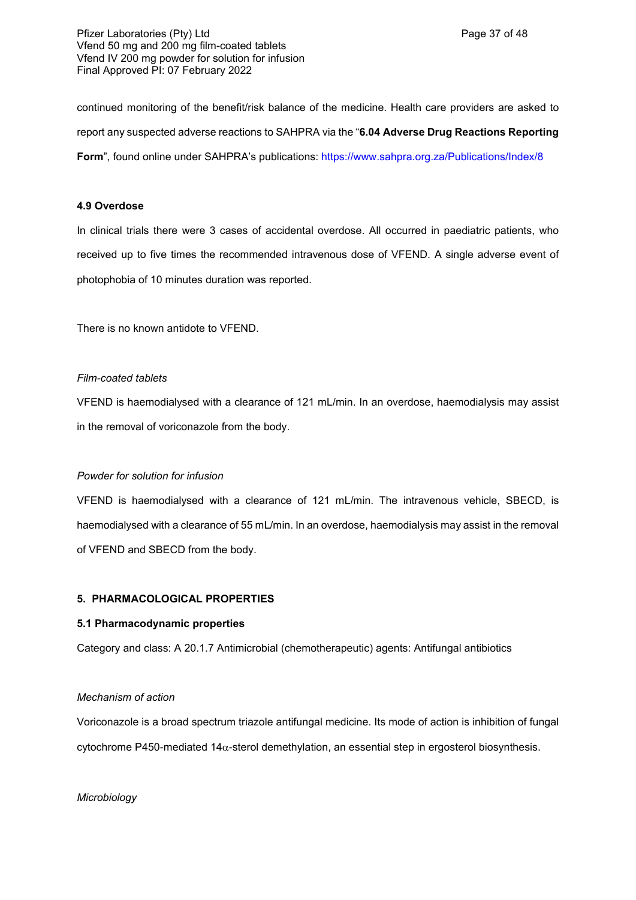continued monitoring of the benefit/risk balance of the medicine. Health care providers are asked to report any suspected adverse reactions to SAHPRA via the "**6.04 Adverse Drug Reactions Reporting Form**", found online under SAHPRA's publications: https://www.sahpra.org.za/Publications/Index/8

#### 4.9 Overdose

In clinical trials there were 3 cases of accidental overdose. All occurred in paediatric patients, who received up to five times the recommended intravenous dose of VFEND. A single adverse event of photophobia of 10 minutes duration was reported.

There is no known antidote to VFEND.

*Film-coated tablets*

VFEND is haemodialysed with a clearance of 121 mL/min. In an overdose, haemodialysis may assist in the removal of voriconazole from the body.

*Powder for solution for infusion*

VFEND is haemodialysed with a clearance of 121 mL/min. The intravenous vehicle, SBECD, is haemodialysed with a clearance of 55 mL/min. In an overdose, haemodialysis may assist in the removal of VFEND and SBECD from the body.

## 5. PHARMACOLOGICAL PROPERTIES

### 5.1 Pharmacodynamic properties

Category and class: A 20.1.7 Antimicrobial (chemotherapeutic) agents: Antifungal antibiotics

*Mechanism of action*

Voriconazole is a broad spectrum triazole antifungal medicine. Its mode of action is inhibition of fungal cytochrome P450-mediated 14$\alpha$-sterol demethylation, an essential step in ergosterol biosynthesis.

*Microbiology*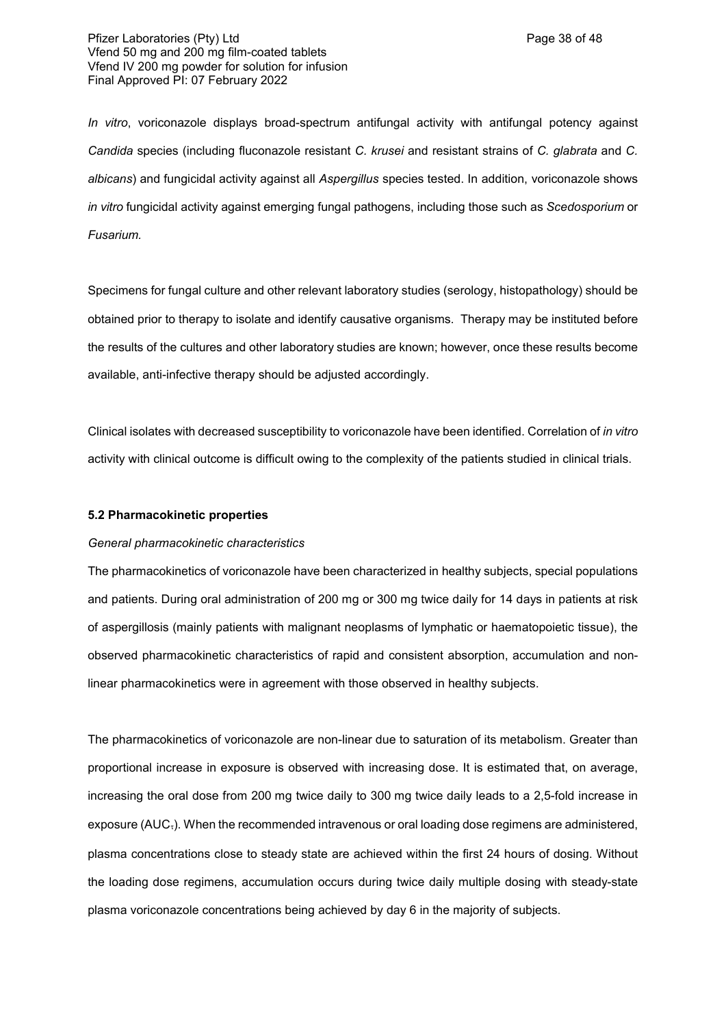*In vitro*, voriconazole displays broad-spectrum antifungal activity with antifungal potency against *Candida* species (including fluconazole resistant *C. krusei* and resistant strains of *C. glabrata* and *C. albicans*) and fungicidal activity against all *Aspergillus* species tested. In addition, voriconazole shows *in vitro* fungicidal activity against emerging fungal pathogens, including those such as *Scedosporium* or *Fusarium.*

Specimens for fungal culture and other relevant laboratory studies (serology, histopathology) should be obtained prior to therapy to isolate and identify causative organisms. Therapy may be instituted before the results of the cultures and other laboratory studies are known; however, once these results become available, anti-infective therapy should be adjusted accordingly.

Clinical isolates with decreased susceptibility to voriconazole have been identified. Correlation of *in vitro* activity with clinical outcome is difficult owing to the complexity of the patients studied in clinical trials.

**5.2 Pharmacokinetic properties**

*General pharmacokinetic characteristics*

The pharmacokinetics of voriconazole have been characterized in healthy subjects, special populations and patients. During oral administration of 200 mg or 300 mg twice daily for 14 days in patients at risk of aspergillosis (mainly patients with malignant neoplasms of lymphatic or haematopoietic tissue), the observed pharmacokinetic characteristics of rapid and consistent absorption, accumulation and non-linear pharmacokinetics were in agreement with those observed in healthy subjects.

The pharmacokinetics of voriconazole are non-linear due to saturation of its metabolism. Greater than proportional increase in exposure is observed with increasing dose. It is estimated that, on average, increasing the oral dose from 200 mg twice daily to 300 mg twice daily leads to a 2,5-fold increase in exposure ($AUC_{\tau}$). When the recommended intravenous or oral loading dose regimens are administered, plasma concentrations close to steady state are achieved within the first 24 hours of dosing. Without the loading dose regimens, accumulation occurs during twice daily multiple dosing with steady-state plasma voriconazole concentrations being achieved by day 6 in the majority of subjects.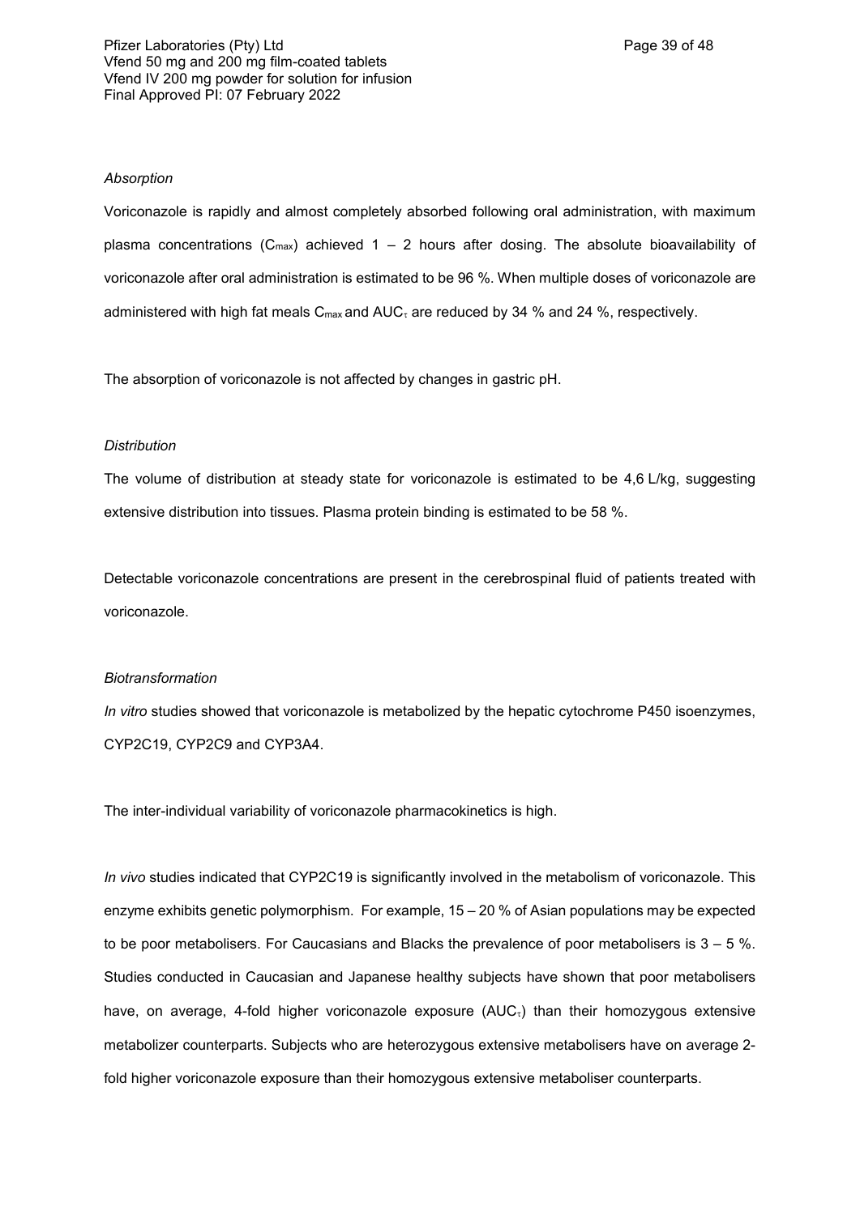*Absorption*

Voriconazole is rapidly and almost completely absorbed following oral administration, with maximum plasma concentrations ($C_{max}$) achieved 1 – 2 hours after dosing. The absolute bioavailability of voriconazole after oral administration is estimated to be 96 %. When multiple doses of voriconazole are administered with high fat meals $C_{max}$ and $AUC_{\tau}$ are reduced by 34 % and 24 %, respectively.

The absorption of voriconazole is not affected by changes in gastric pH.

*Distribution*

The volume of distribution at steady state for voriconazole is estimated to be 4,6 L/kg, suggesting extensive distribution into tissues. Plasma protein binding is estimated to be 58 %.

Detectable voriconazole concentrations are present in the cerebrospinal fluid of patients treated with voriconazole.

*Biotransformation*

*In vitro* studies showed that voriconazole is metabolized by the hepatic cytochrome P450 isoenzymes, CYP2C19, CYP2C9 and CYP3A4.

The inter-individual variability of voriconazole pharmacokinetics is high.

*In vivo* studies indicated that CYP2C19 is significantly involved in the metabolism of voriconazole. This enzyme exhibits genetic polymorphism. For example, 15 – 20 % of Asian populations may be expected to be poor metabolisers. For Caucasians and Blacks the prevalence of poor metabolisers is 3 – 5 %. Studies conducted in Caucasian and Japanese healthy subjects have shown that poor metabolisers have, on average, 4-fold higher voriconazole exposure ($AUC_{\tau}$) than their homozygous extensive metabolizer counterparts. Subjects who are heterozygous extensive metabolisers have on average 2-fold higher voriconazole exposure than their homozygous extensive metaboliser counterparts.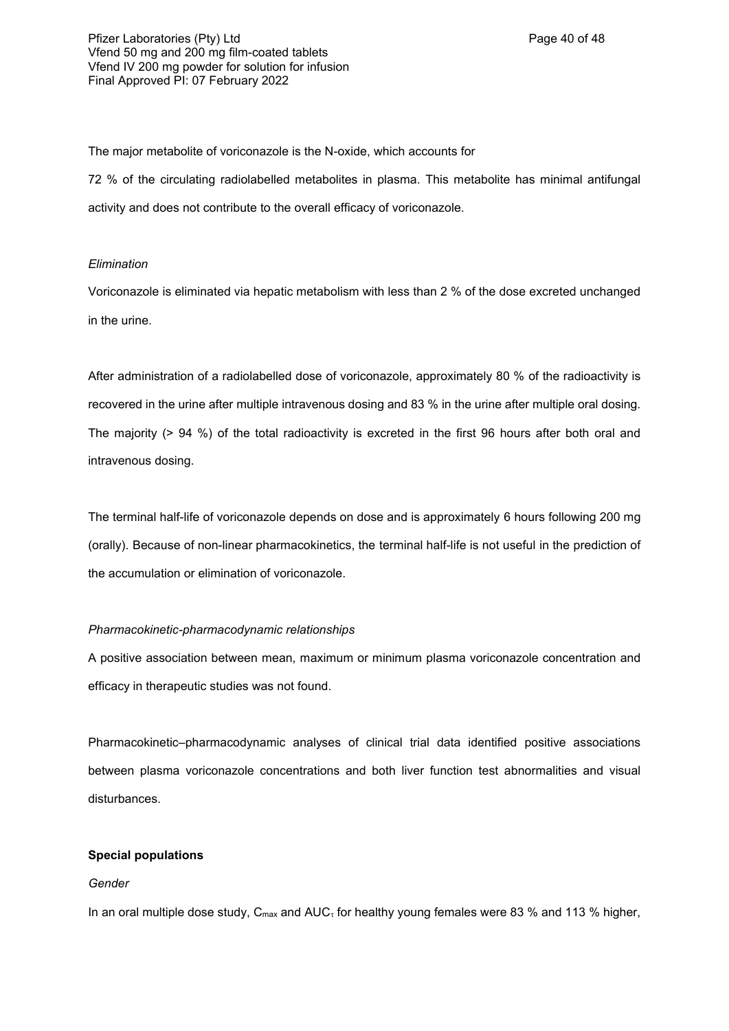The major metabolite of voriconazole is the N-oxide, which accounts for 72 % of the circulating radiolabelled metabolites in plasma. This metabolite has minimal antifungal activity and does not contribute to the overall efficacy of voriconazole.

*Elimination*

Voriconazole is eliminated via hepatic metabolism with less than 2 % of the dose excreted unchanged in the urine.

After administration of a radiolabelled dose of voriconazole, approximately 80 % of the radioactivity is recovered in the urine after multiple intravenous dosing and 83 % in the urine after multiple oral dosing. The majority (> 94 %) of the total radioactivity is excreted in the first 96 hours after both oral and intravenous dosing.

The terminal half-life of voriconazole depends on dose and is approximately 6 hours following 200 mg (orally). Because of non-linear pharmacokinetics, the terminal half-life is not useful in the prediction of the accumulation or elimination of voriconazole.

*Pharmacokinetic-pharmacodynamic relationships*

A positive association between mean, maximum or minimum plasma voriconazole concentration and efficacy in therapeutic studies was not found.

Pharmacokinetic–pharmacodynamic analyses of clinical trial data identified positive associations between plasma voriconazole concentrations and both liver function test abnormalities and visual disturbances.

**Special populations**

*Gender*

In an oral multiple dose study, $C_{max}$ and $AUC_{\tau}$ for healthy young females were 83 % and 113 % higher,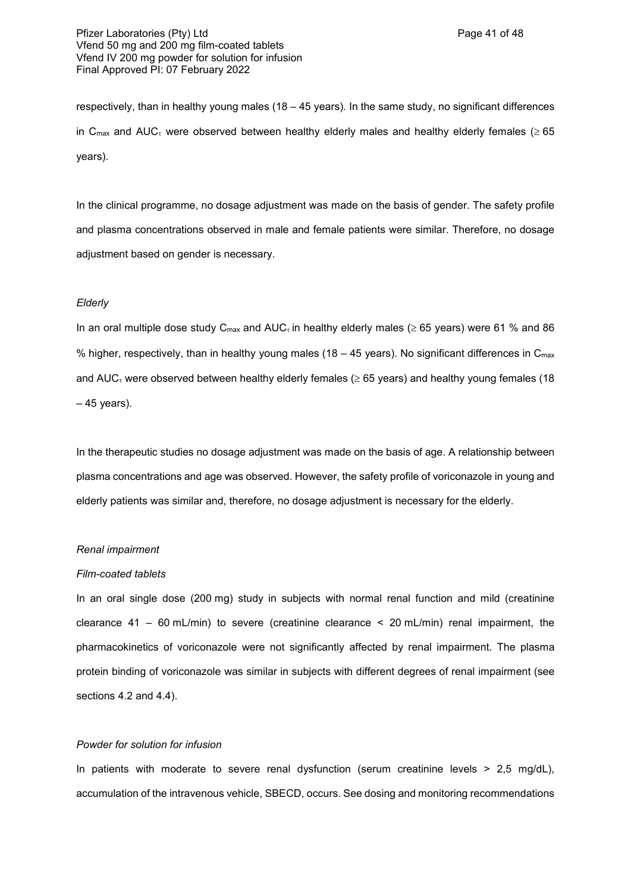respectively, than in healthy young males (18 – 45 years). In the same study, no significant differences in $C_{max}$ and $AUC_{\tau}$ were observed between healthy elderly males and healthy elderly females ($\geq$ 65 years).

In the clinical programme, no dosage adjustment was made on the basis of gender. The safety profile and plasma concentrations observed in male and female patients were similar. Therefore, no dosage adjustment based on gender is necessary.

*Elderly*

In an oral multiple dose study $C_{max}$ and $AUC_{\tau}$ in healthy elderly males ($\geq$ 65 years) were 61 % and 86 % higher, respectively, than in healthy young males (18 – 45 years). No significant differences in $C_{max}$ and $AUC_{\tau}$ were observed between healthy elderly females ($\geq$ 65 years) and healthy young females (18 – 45 years).

In the therapeutic studies no dosage adjustment was made on the basis of age. A relationship between plasma concentrations and age was observed. However, the safety profile of voriconazole in young and elderly patients was similar and, therefore, no dosage adjustment is necessary for the elderly.

*Renal impairment*

*Film-coated tablets*

In an oral single dose (200 mg) study in subjects with normal renal function and mild (creatinine clearance 41 – 60 mL/min) to severe (creatinine clearance < 20 mL/min) renal impairment, the pharmacokinetics of voriconazole were not significantly affected by renal impairment. The plasma protein binding of voriconazole was similar in subjects with different degrees of renal impairment (see sections 4.2 and 4.4).

*Powder for solution for infusion*

In patients with moderate to severe renal dysfunction (serum creatinine levels > 2,5 mg/dL), accumulation of the intravenous vehicle, SBECD, occurs. See dosing and monitoring recommendations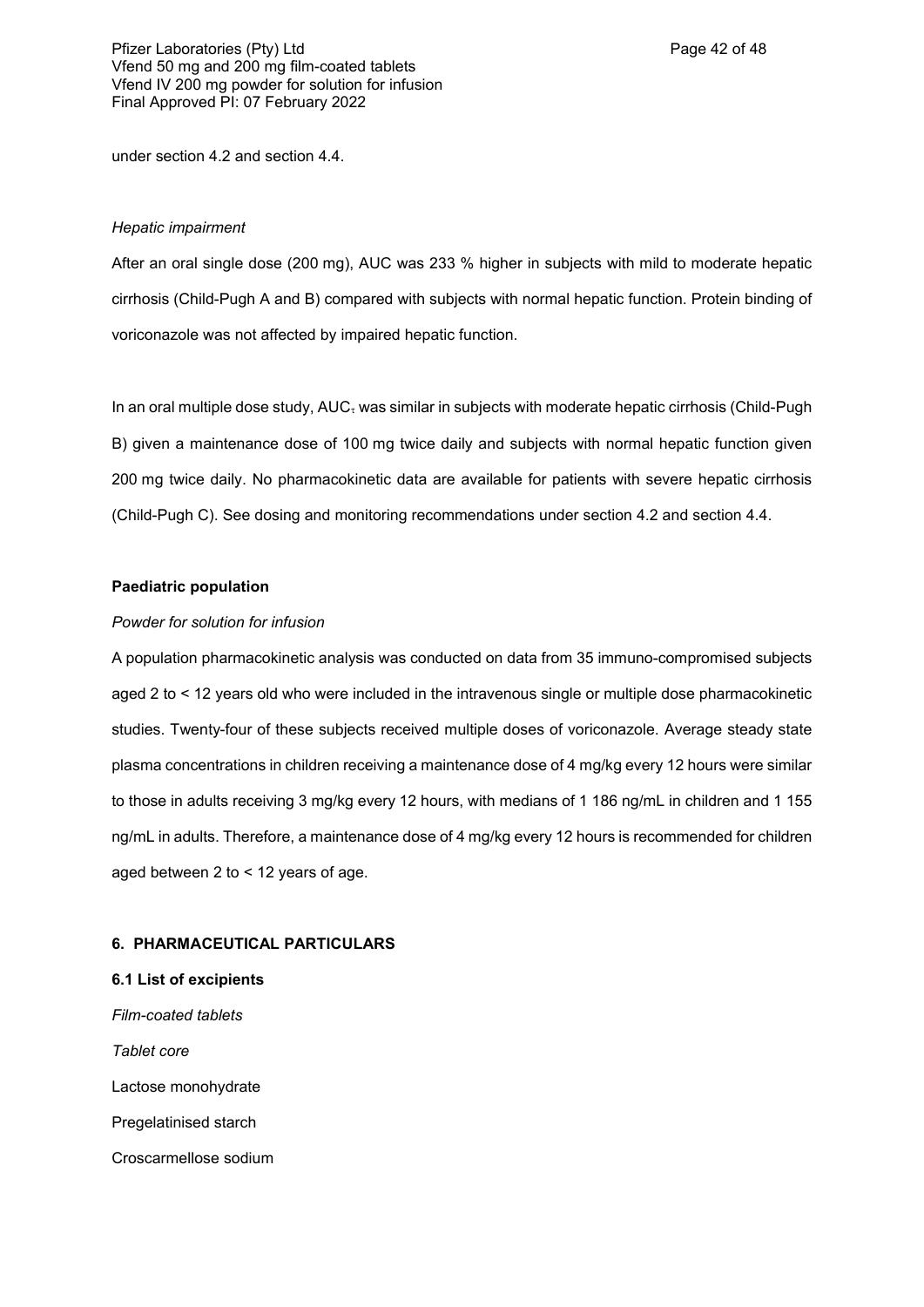under section 4.2 and section 4.4.

*Hepatic impairment*

After an oral single dose (200 mg), AUC was 233 % higher in subjects with mild to moderate hepatic cirrhosis (Child-Pugh A and B) compared with subjects with normal hepatic function. Protein binding of voriconazole was not affected by impaired hepatic function.

In an oral multiple dose study, $AUC_{\tau}$ was similar in subjects with moderate hepatic cirrhosis (Child-Pugh B) given a maintenance dose of 100 mg twice daily and subjects with normal hepatic function given 200 mg twice daily. No pharmacokinetic data are available for patients with severe hepatic cirrhosis (Child-Pugh C). See dosing and monitoring recommendations under section 4.2 and section 4.4.

**Paediatric population**

*Powder for solution for infusion*

A population pharmacokinetic analysis was conducted on data from 35 immuno-compromised subjects aged 2 to < 12 years old who were included in the intravenous single or multiple dose pharmacokinetic studies. Twenty-four of these subjects received multiple doses of voriconazole. Average steady state plasma concentrations in children receiving a maintenance dose of 4 mg/kg every 12 hours were similar to those in adults receiving 3 mg/kg every 12 hours, with medians of 1 186 ng/mL in children and 1 155 ng/mL in adults. Therefore, a maintenance dose of 4 mg/kg every 12 hours is recommended for children aged between 2 to < 12 years of age.

## 6. PHARMACEUTICAL PARTICULARS

### 6.1 List of excipients

*Film-coated tablets*

*Tablet core*

Lactose monohydrate

Pregelatinised starch

Croscarmellose sodium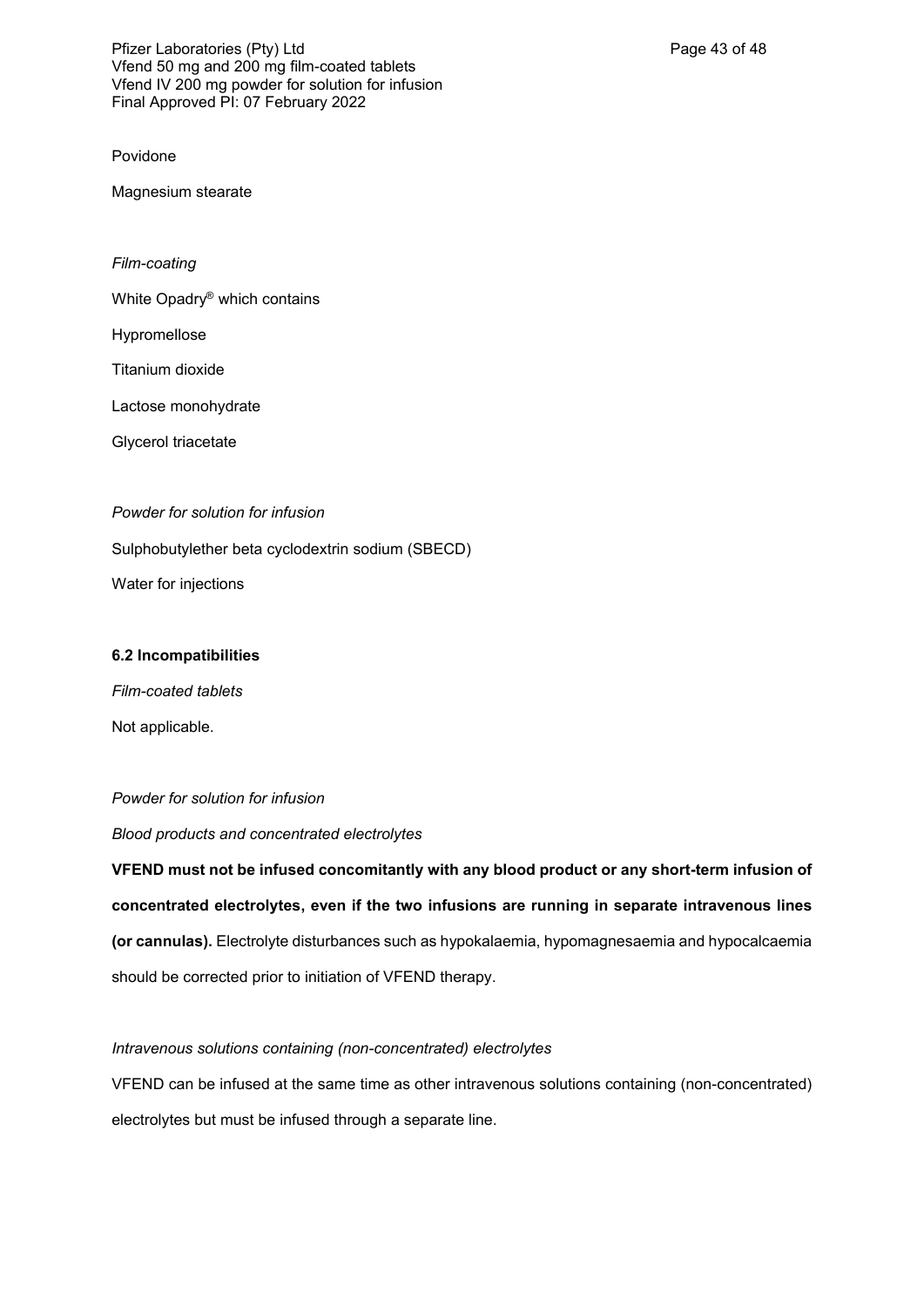Povidone

Magnesium stearate

*Film-coating*

White Opadry® which contains

Hypromellose

Titanium dioxide

Lactose monohydrate

Glycerol triacetate

*Powder for solution for infusion*

Sulphobutylether beta cyclodextrin sodium (SBECD)

Water for injections

**6.2 Incompatibilities**

*Film-coated tablets*

Not applicable.

*Powder for solution for infusion*

*Blood products and concentrated electrolytes*

**VFEND must not be infused concomitantly with any blood product or any short-term infusion of concentrated electrolytes, even if the two infusions are running in separate intravenous lines (or cannulas).** Electrolyte disturbances such as hypokalaemia, hypomagnesaemia and hypocalcaemia should be corrected prior to initiation of VFEND therapy.

*Intravenous solutions containing (non-concentrated) electrolytes*

VFEND can be infused at the same time as other intravenous solutions containing (non-concentrated) electrolytes but must be infused through a separate line.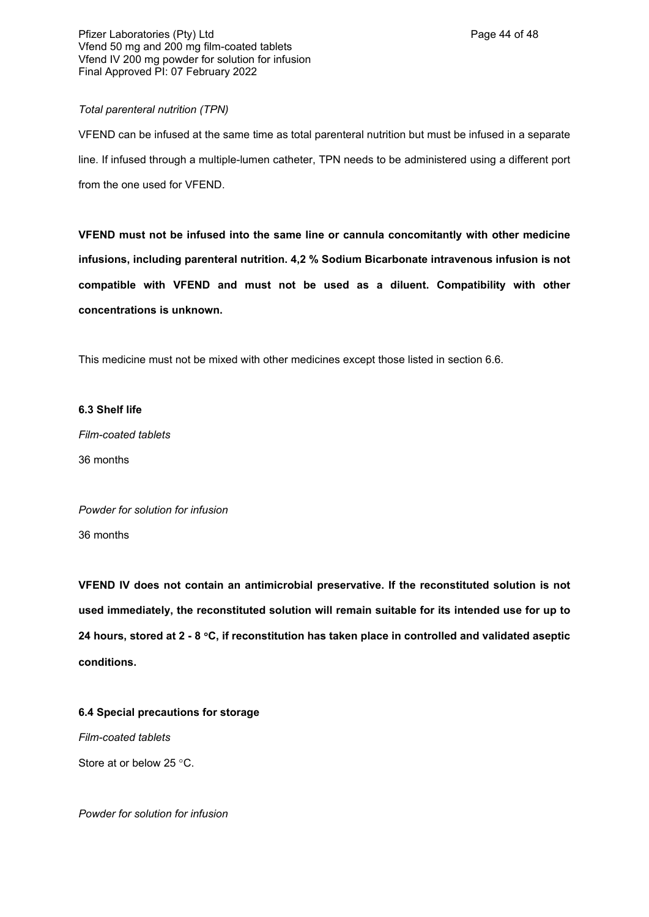*Total parenteral nutrition (TPN)*

VFEND can be infused at the same time as total parenteral nutrition but must be infused in a separate line. If infused through a multiple-lumen catheter, TPN needs to be administered using a different port from the one used for VFEND.

**VFEND must not be infused into the same line or cannula concomitantly with other medicine infusions, including parenteral nutrition. 4,2 % Sodium Bicarbonate intravenous infusion is not compatible with VFEND and must not be used as a diluent. Compatibility with other concentrations is unknown.**

This medicine must not be mixed with other medicines except those listed in section 6.6.

**6.3 Shelf life**

*Film-coated tablets*

36 months

*Powder for solution for infusion*

36 months

**VFEND IV does not contain an antimicrobial preservative. If the reconstituted solution is not used immediately, the reconstituted solution will remain suitable for its intended use for up to 24 hours, stored at 2 - 8 °C, if reconstitution has taken place in controlled and validated aseptic conditions.**

**6.4 Special precautions for storage**

*Film-coated tablets*

Store at or below 25 °C.

*Powder for solution for infusion*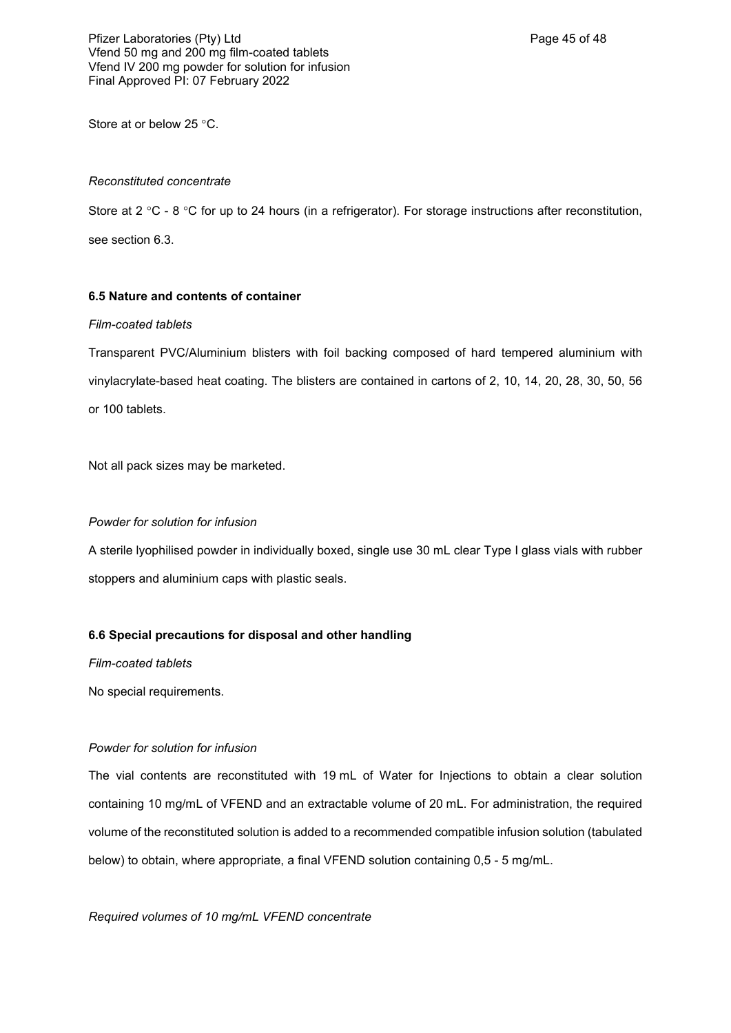Store at or below 25 °C.

*Reconstituted concentrate*

Store at 2 °C - 8 °C for up to 24 hours (in a refrigerator). For storage instructions after reconstitution, see section 6.3.

**6.5 Nature and contents of container**

*Film-coated tablets*

Transparent PVC/Aluminium blisters with foil backing composed of hard tempered aluminium with vinylacrylate-based heat coating. The blisters are contained in cartons of 2, 10, 14, 20, 28, 30, 50, 56 or 100 tablets.

Not all pack sizes may be marketed.

*Powder for solution for infusion*

A sterile lyophilised powder in individually boxed, single use 30 mL clear Type I glass vials with rubber stoppers and aluminium caps with plastic seals.

**6.6 Special precautions for disposal and other handling**

*Film-coated tablets*

No special requirements.

*Powder for solution for infusion*

The vial contents are reconstituted with 19 mL of Water for Injections to obtain a clear solution containing 10 mg/mL of VFEND and an extractable volume of 20 mL. For administration, the required volume of the reconstituted solution is added to a recommended compatible infusion solution (tabulated below) to obtain, where appropriate, a final VFEND solution containing 0,5 - 5 mg/mL.

*Required volumes of 10 mg/mL VFEND concentrate*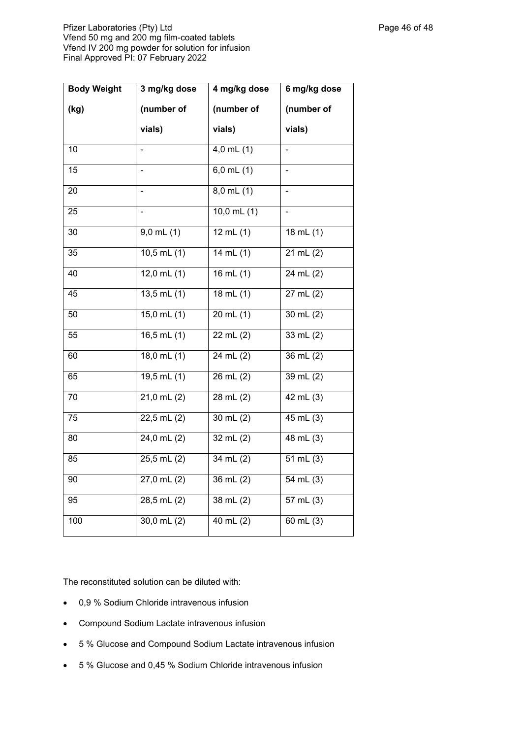| Body Weight (kg) | 3 mg/kg dose (number of vials) | 4 mg/kg dose (number of vials) | 6 mg/kg dose (number of vials) |
| --- | --- | --- | --- |
| 10 | - | 4,0 mL (1) | - |
| 15 | - | 6,0 mL (1) | - |
| 20 | - | 8,0 mL (1) | - |
| 25 | - | 10,0 mL (1) | - |
| 30 | 9,0 mL (1) | 12 mL (1) | 18 mL (1) |
| 35 | 10,5 mL (1) | 14 mL (1) | 21 mL (2) |
| 40 | 12,0 mL (1) | 16 mL (1) | 24 mL (2) |
| 45 | 13,5 mL (1) | 18 mL (1) | 27 mL (2) |
| 50 | 15,0 mL (1) | 20 mL (1) | 30 mL (2) |
| 55 | 16,5 mL (1) | 22 mL (2) | 33 mL (2) |
| 60 | 18,0 mL (1) | 24 mL (2) | 36 mL (2) |
| 65 | 19,5 mL (1) | 26 mL (2) | 39 mL (2) |
| 70 | 21,0 mL (2) | 28 mL (2) | 42 mL (3) |
| 75 | 22,5 mL (2) | 30 mL (2) | 45 mL (3) |
| 80 | 24,0 mL (2) | 32 mL (2) | 48 mL (3) |
| 85 | 25,5 mL (2) | 34 mL (2) | 51 mL (3) |
| 90 | 27,0 mL (2) | 36 mL (2) | 54 mL (3) |
| 95 | 28,5 mL (2) | 38 mL (2) | 57 mL (3) |
| 100 | 30,0 mL (2) | 40 mL (2) | 60 mL (3) |

The reconstituted solution can be diluted with:

- 0,9 % Sodium Chloride intravenous infusion
- Compound Sodium Lactate intravenous infusion
- 5 % Glucose and Compound Sodium Lactate intravenous infusion
- 5 % Glucose and 0,45 % Sodium Chloride intravenous infusion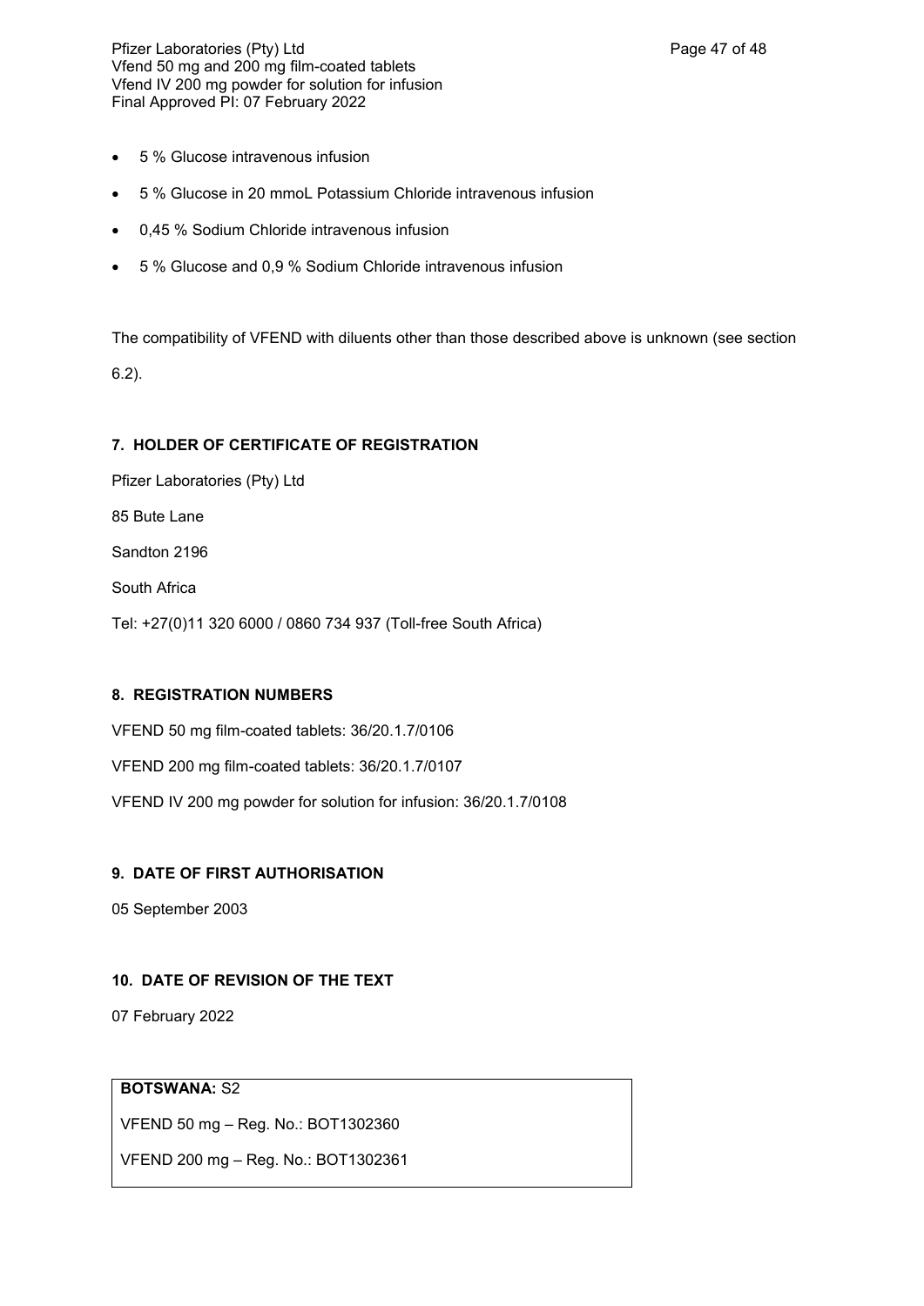- 5 % Glucose intravenous infusion
- 5 % Glucose in 20 mmoL Potassium Chloride intravenous infusion
- 0,45 % Sodium Chloride intravenous infusion
- 5 % Glucose and 0,9 % Sodium Chloride intravenous infusion

The compatibility of VFEND with diluents other than those described above is unknown (see section 6.2).

## 7. HOLDER OF CERTIFICATE OF REGISTRATION

Pfizer Laboratories (Pty) Ltd

85 Bute Lane

Sandton 2196

South Africa

Tel: +27(0)11 320 6000 / 0860 734 937 (Toll-free South Africa)

## 8. REGISTRATION NUMBERS

VFEND 50 mg film-coated tablets: 36/20.1.7/0106

VFEND 200 mg film-coated tablets: 36/20.1.7/0107

VFEND IV 200 mg powder for solution for infusion: 36/20.1.7/0108

## 9. DATE OF FIRST AUTHORISATION

05 September 2003

## 10. DATE OF REVISION OF THE TEXT

07 February 2022

**BOTSWANA:** S2

VFEND 50 mg – Reg. No.: BOT1302360

VFEND 200 mg – Reg. No.: BOT1302361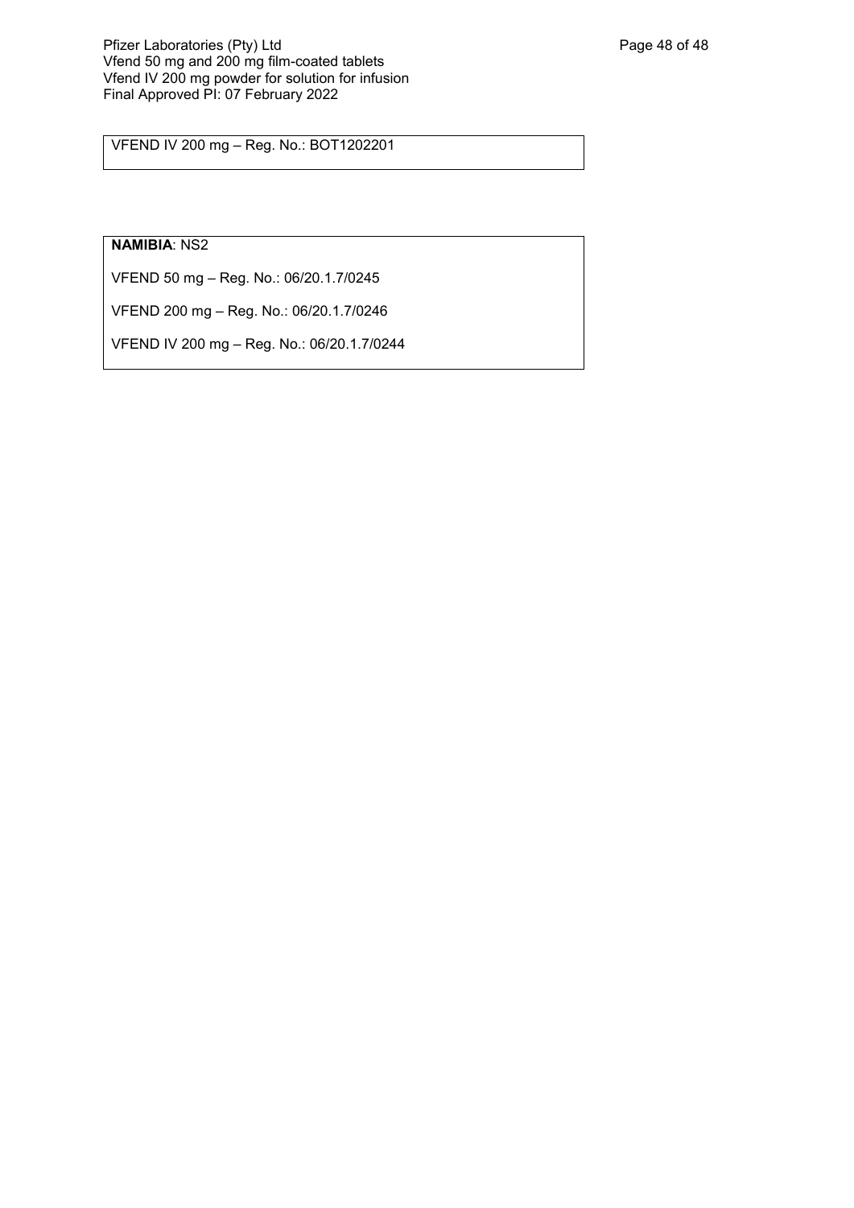VFEND IV 200 mg – Reg. No.: BOT1202201

**NAMIBIA**: NS2

VFEND 50 mg – Reg. No.: 06/20.1.7/0245

VFEND 200 mg – Reg. No.: 06/20.1.7/0246

VFEND IV 200 mg – Reg. No.: 06/20.1.7/0244